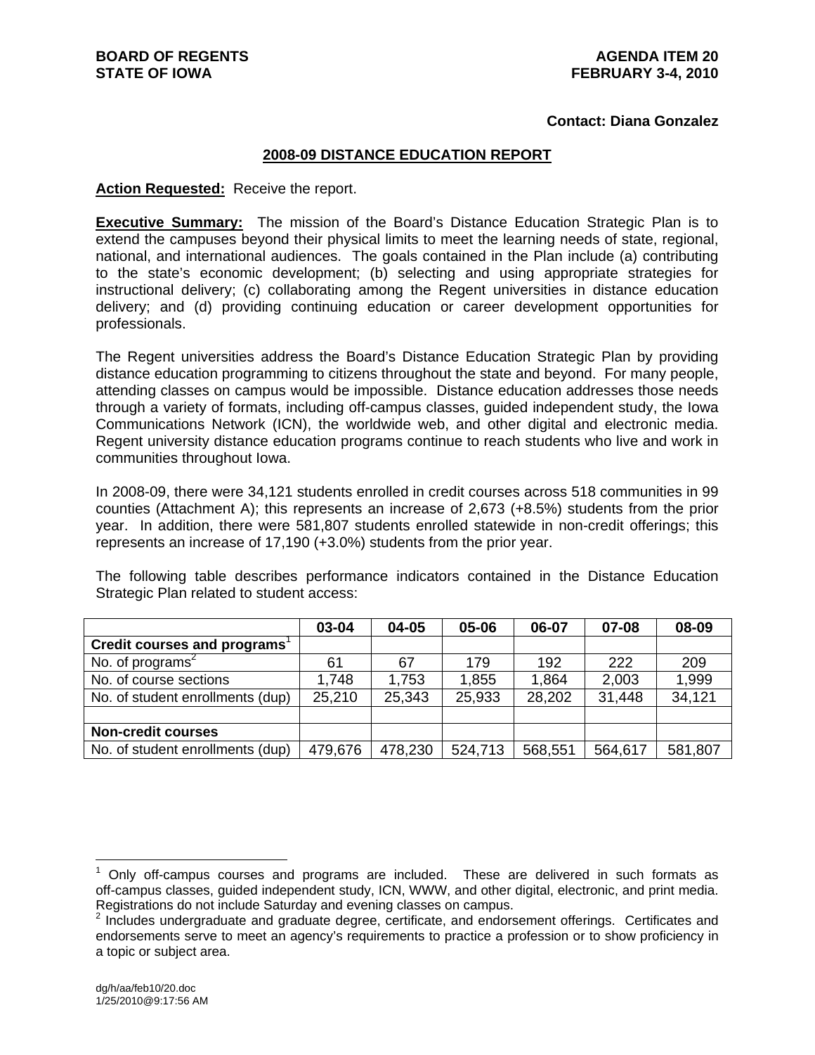**BOARD OF REGENTS**
**STATE OF IOWA**

**AGENDA ITEM 20**
**FEBRUARY 3-4, 2010**

**Contact: Diana Gonzalez**

## 2008-09 DISTANCE EDUCATION REPORT

**Action Requested:** Receive the report.

**Executive Summary:** The mission of the Board's Distance Education Strategic Plan is to extend the campuses beyond their physical limits to meet the learning needs of state, regional, national, and international audiences. The goals contained in the Plan include (a) contributing to the state's economic development; (b) selecting and using appropriate strategies for instructional delivery; (c) collaborating among the Regent universities in distance education delivery; and (d) providing continuing education or career development opportunities for professionals.

The Regent universities address the Board's Distance Education Strategic Plan by providing distance education programming to citizens throughout the state and beyond. For many people, attending classes on campus would be impossible. Distance education addresses those needs through a variety of formats, including off-campus classes, guided independent study, the Iowa Communications Network (ICN), the worldwide web, and other digital and electronic media. Regent university distance education programs continue to reach students who live and work in communities throughout Iowa.

In 2008-09, there were 34,121 students enrolled in credit courses across 518 communities in 99 counties (Attachment A); this represents an increase of 2,673 (+8.5%) students from the prior year. In addition, there were 581,807 students enrolled statewide in non-credit offerings; this represents an increase of 17,190 (+3.0%) students from the prior year.

The following table describes performance indicators contained in the Distance Education Strategic Plan related to student access:

| | 03-04 | 04-05 | 05-06 | 06-07 | 07-08 | 08-09 |
|---|---|---|---|---|---|---|
| **Credit courses and programs**[1] | | | | | | |
| No. of programs[2] | 61 | 67 | 179 | 192 | 222 | 209 |
| No. of course sections | 1,748 | 1,753 | 1,855 | 1,864 | 2,003 | 1,999 |
| No. of student enrollments (dup) | 25,210 | 25,343 | 25,933 | 28,202 | 31,448 | 34,121 |
| | | | | | | |
| **Non-credit courses** | | | | | | |
| No. of student enrollments (dup) | 479,676 | 478,230 | 524,713 | 568,551 | 564,617 | 581,807 |

[1] Only off-campus courses and programs are included. These are delivered in such formats as off-campus classes, guided independent study, ICN, WWW, and other digital, electronic, and print media. Registrations do not include Saturday and evening classes on campus.

[2] Includes undergraduate and graduate degree, certificate, and endorsement offerings. Certificates and endorsements serve to meet an agency's requirements to practice a profession or to show proficiency in a topic or subject area.

dg/h/aa/feb10/20.doc
1/25/2010@9:17:56 AM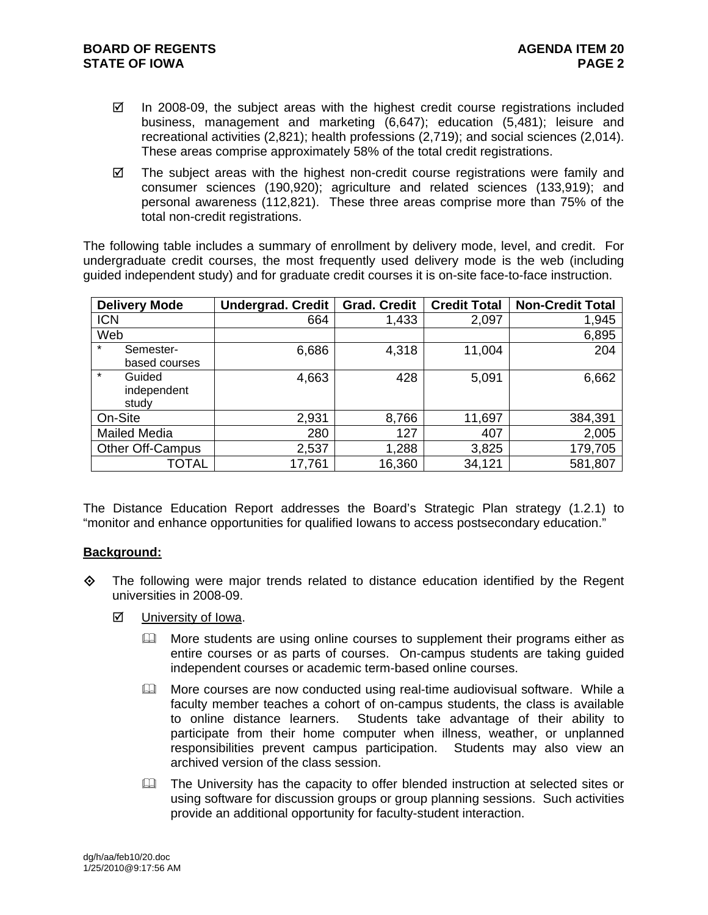- ☑ In 2008-09, the subject areas with the highest credit course registrations included business, management and marketing (6,647); education (5,481); leisure and recreational activities (2,821); health professions (2,719); and social sciences (2,014). These areas comprise approximately 58% of the total credit registrations.

- ☑ The subject areas with the highest non-credit course registrations were family and consumer sciences (190,920); agriculture and related sciences (133,919); and personal awareness (112,821). These three areas comprise more than 75% of the total non-credit registrations.

The following table includes a summary of enrollment by delivery mode, level, and credit. For undergraduate credit courses, the most frequently used delivery mode is the web (including guided independent study) and for graduate credit courses it is on-site face-to-face instruction.

| Delivery Mode | Undergrad. Credit | Grad. Credit | Credit Total | Non-Credit Total |
|---|---|---|---|---|
| ICN | 664 | 1,433 | 2,097 | 1,945 |
| Web | | | | 6,895 |
| * Semester-based courses | 6,686 | 4,318 | 11,004 | 204 |
| * Guided independent study | 4,663 | 428 | 5,091 | 6,662 |
| On-Site | 2,931 | 8,766 | 11,697 | 384,391 |
| Mailed Media | 280 | 127 | 407 | 2,005 |
| Other Off-Campus | 2,537 | 1,288 | 3,825 | 179,705 |
| TOTAL | 17,761 | 16,360 | 34,121 | 581,807 |

The Distance Education Report addresses the Board's Strategic Plan strategy (1.2.1) to "monitor and enhance opportunities for qualified Iowans to access postsecondary education."

**Background:**

- ◈ The following were major trends related to distance education identified by the Regent universities in 2008-09.

  - ☑ University of Iowa.

    - More students are using online courses to supplement their programs either as entire courses or as parts of courses. On-campus students are taking guided independent courses or academic term-based online courses.

    - More courses are now conducted using real-time audiovisual software. While a faculty member teaches a cohort of on-campus students, the class is available to online distance learners. Students take advantage of their ability to participate from their home computer when illness, weather, or unplanned responsibilities prevent campus participation. Students may also view an archived version of the class session.

    - The University has the capacity to offer blended instruction at selected sites or using software for discussion groups or group planning sessions. Such activities provide an additional opportunity for faculty-student interaction.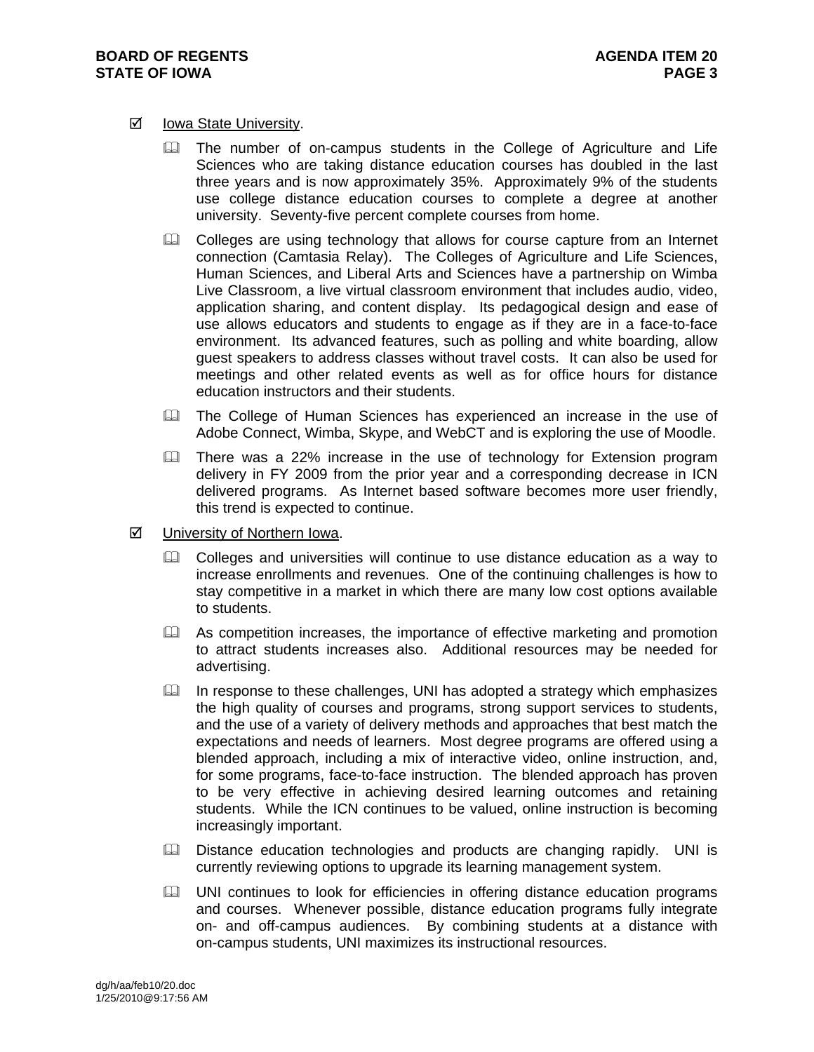☑ Iowa State University.

- The number of on-campus students in the College of Agriculture and Life Sciences who are taking distance education courses has doubled in the last three years and is now approximately 35%. Approximately 9% of the students use college distance education courses to complete a degree at another university. Seventy-five percent complete courses from home.
- Colleges are using technology that allows for course capture from an Internet connection (Camtasia Relay). The Colleges of Agriculture and Life Sciences, Human Sciences, and Liberal Arts and Sciences have a partnership on Wimba Live Classroom, a live virtual classroom environment that includes audio, video, application sharing, and content display. Its pedagogical design and ease of use allows educators and students to engage as if they are in a face-to-face environment. Its advanced features, such as polling and white boarding, allow guest speakers to address classes without travel costs. It can also be used for meetings and other related events as well as for office hours for distance education instructors and their students.
- The College of Human Sciences has experienced an increase in the use of Adobe Connect, Wimba, Skype, and WebCT and is exploring the use of Moodle.
- There was a 22% increase in the use of technology for Extension program delivery in FY 2009 from the prior year and a corresponding decrease in ICN delivered programs. As Internet based software becomes more user friendly, this trend is expected to continue.

☑ University of Northern Iowa.

- Colleges and universities will continue to use distance education as a way to increase enrollments and revenues. One of the continuing challenges is how to stay competitive in a market in which there are many low cost options available to students.
- As competition increases, the importance of effective marketing and promotion to attract students increases also. Additional resources may be needed for advertising.
- In response to these challenges, UNI has adopted a strategy which emphasizes the high quality of courses and programs, strong support services to students, and the use of a variety of delivery methods and approaches that best match the expectations and needs of learners. Most degree programs are offered using a blended approach, including a mix of interactive video, online instruction, and, for some programs, face-to-face instruction. The blended approach has proven to be very effective in achieving desired learning outcomes and retaining students. While the ICN continues to be valued, online instruction is becoming increasingly important.
- Distance education technologies and products are changing rapidly. UNI is currently reviewing options to upgrade its learning management system.
- UNI continues to look for efficiencies in offering distance education programs and courses. Whenever possible, distance education programs fully integrate on- and off-campus audiences. By combining students at a distance with on-campus students, UNI maximizes its instructional resources.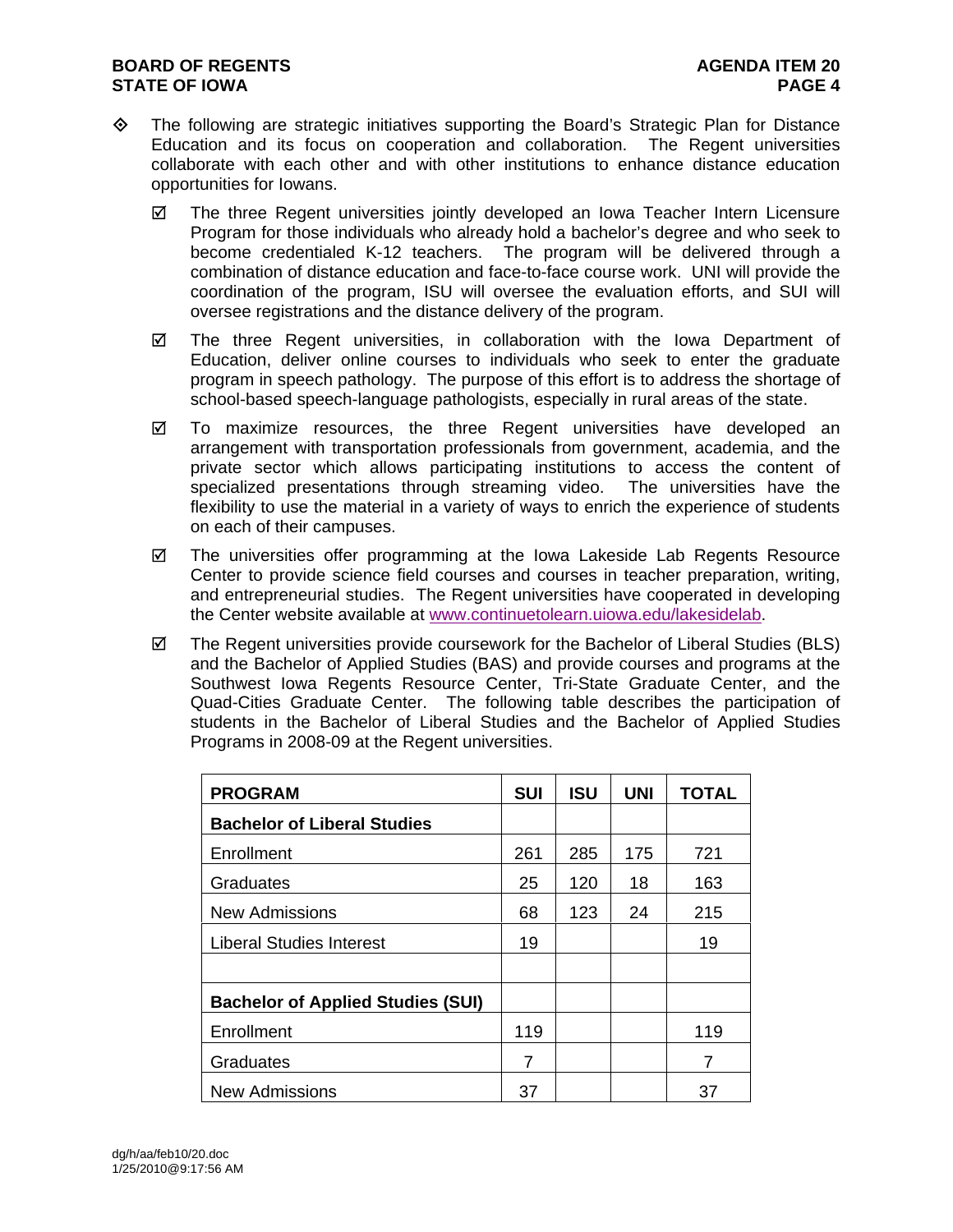- The following are strategic initiatives supporting the Board's Strategic Plan for Distance Education and its focus on cooperation and collaboration. The Regent universities collaborate with each other and with other institutions to enhance distance education opportunities for Iowans.

  - ☑ The three Regent universities jointly developed an Iowa Teacher Intern Licensure Program for those individuals who already hold a bachelor's degree and who seek to become credentialed K-12 teachers. The program will be delivered through a combination of distance education and face-to-face course work. UNI will provide the coordination of the program, ISU will oversee the evaluation efforts, and SUI will oversee registrations and the distance delivery of the program.

  - ☑ The three Regent universities, in collaboration with the Iowa Department of Education, deliver online courses to individuals who seek to enter the graduate program in speech pathology. The purpose of this effort is to address the shortage of school-based speech-language pathologists, especially in rural areas of the state.

  - ☑ To maximize resources, the three Regent universities have developed an arrangement with transportation professionals from government, academia, and the private sector which allows participating institutions to access the content of specialized presentations through streaming video. The universities have the flexibility to use the material in a variety of ways to enrich the experience of students on each of their campuses.

  - ☑ The universities offer programming at the Iowa Lakeside Lab Regents Resource Center to provide science field courses and courses in teacher preparation, writing, and entrepreneurial studies. The Regent universities have cooperated in developing the Center website available at [www.continuetolearn.uiowa.edu/lakesidelab](http://www.continuetolearn.uiowa.edu/lakesidelab).

  - ☑ The Regent universities provide coursework for the Bachelor of Liberal Studies (BLS) and the Bachelor of Applied Studies (BAS) and provide courses and programs at the Southwest Iowa Regents Resource Center, Tri-State Graduate Center, and the Quad-Cities Graduate Center. The following table describes the participation of students in the Bachelor of Liberal Studies and the Bachelor of Applied Studies Programs in 2008-09 at the Regent universities.

| PROGRAM | SUI | ISU | UNI | TOTAL |
|---|---|---|---|---|
| **Bachelor of Liberal Studies** | | | | |
| Enrollment | 261 | 285 | 175 | 721 |
| Graduates | 25 | 120 | 18 | 163 |
| New Admissions | 68 | 123 | 24 | 215 |
| Liberal Studies Interest | 19 | | | 19 |
| | | | | |
| **Bachelor of Applied Studies (SUI)** | | | | |
| Enrollment | 119 | | | 119 |
| Graduates | 7 | | | 7 |
| New Admissions | 37 | | | 37 |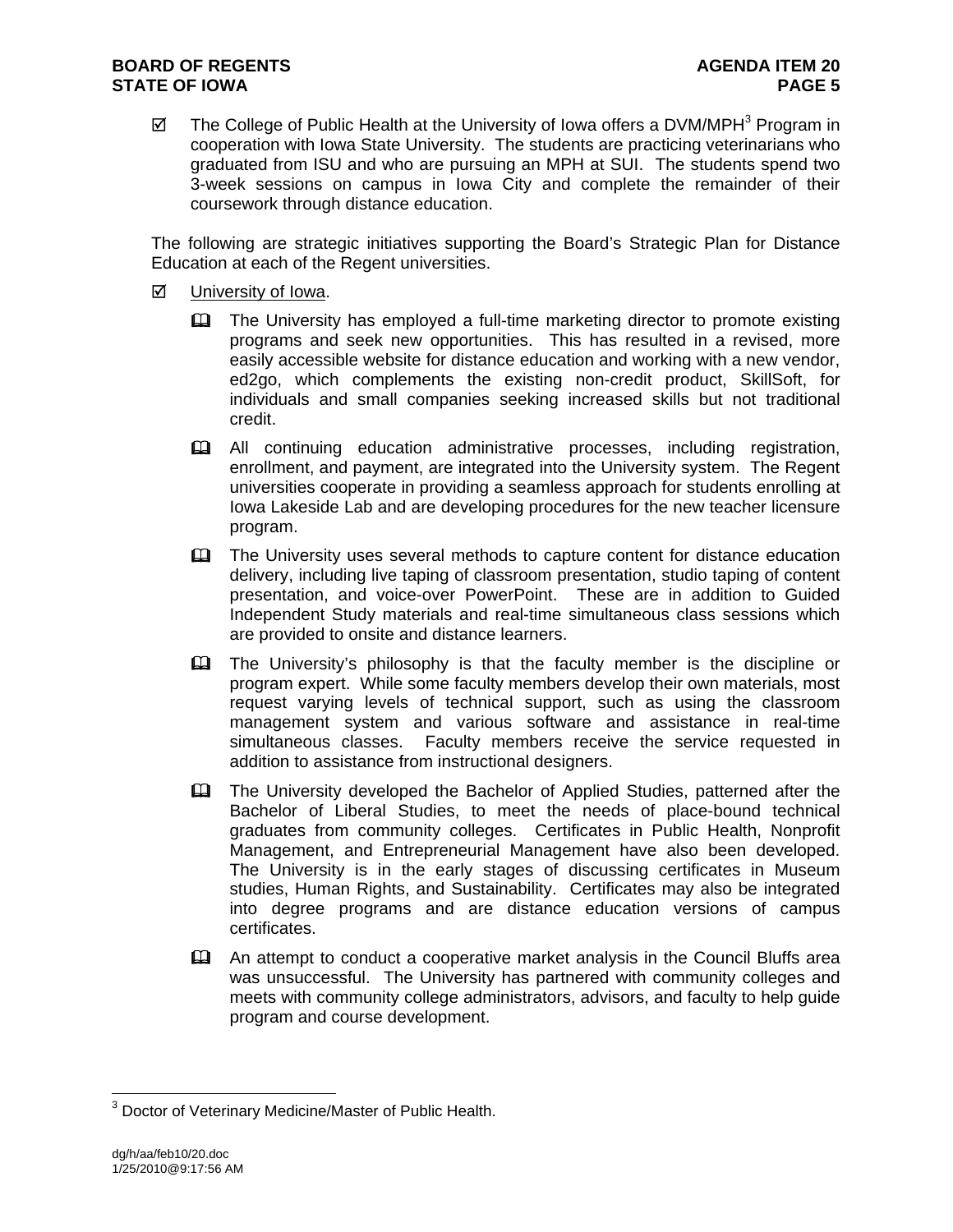- ☑ The College of Public Health at the University of Iowa offers a DVM/MPH[3] Program in cooperation with Iowa State University. The students are practicing veterinarians who graduated from ISU and who are pursuing an MPH at SUI. The students spend two 3-week sessions on campus in Iowa City and complete the remainder of their coursework through distance education.

The following are strategic initiatives supporting the Board's Strategic Plan for Distance Education at each of the Regent universities.

- ☑ University of Iowa.
  - The University has employed a full-time marketing director to promote existing programs and seek new opportunities. This has resulted in a revised, more easily accessible website for distance education and working with a new vendor, ed2go, which complements the existing non-credit product, SkillSoft, for individuals and small companies seeking increased skills but not traditional credit.
  - All continuing education administrative processes, including registration, enrollment, and payment, are integrated into the University system. The Regent universities cooperate in providing a seamless approach for students enrolling at Iowa Lakeside Lab and are developing procedures for the new teacher licensure program.
  - The University uses several methods to capture content for distance education delivery, including live taping of classroom presentation, studio taping of content presentation, and voice-over PowerPoint. These are in addition to Guided Independent Study materials and real-time simultaneous class sessions which are provided to onsite and distance learners.
  - The University's philosophy is that the faculty member is the discipline or program expert. While some faculty members develop their own materials, most request varying levels of technical support, such as using the classroom management system and various software and assistance in real-time simultaneous classes. Faculty members receive the service requested in addition to assistance from instructional designers.
  - The University developed the Bachelor of Applied Studies, patterned after the Bachelor of Liberal Studies, to meet the needs of place-bound technical graduates from community colleges. Certificates in Public Health, Nonprofit Management, and Entrepreneurial Management have also been developed. The University is in the early stages of discussing certificates in Museum studies, Human Rights, and Sustainability. Certificates may also be integrated into degree programs and are distance education versions of campus certificates.
  - An attempt to conduct a cooperative market analysis in the Council Bluffs area was unsuccessful. The University has partnered with community colleges and meets with community college administrators, advisors, and faculty to help guide program and course development.

[3] Doctor of Veterinary Medicine/Master of Public Health.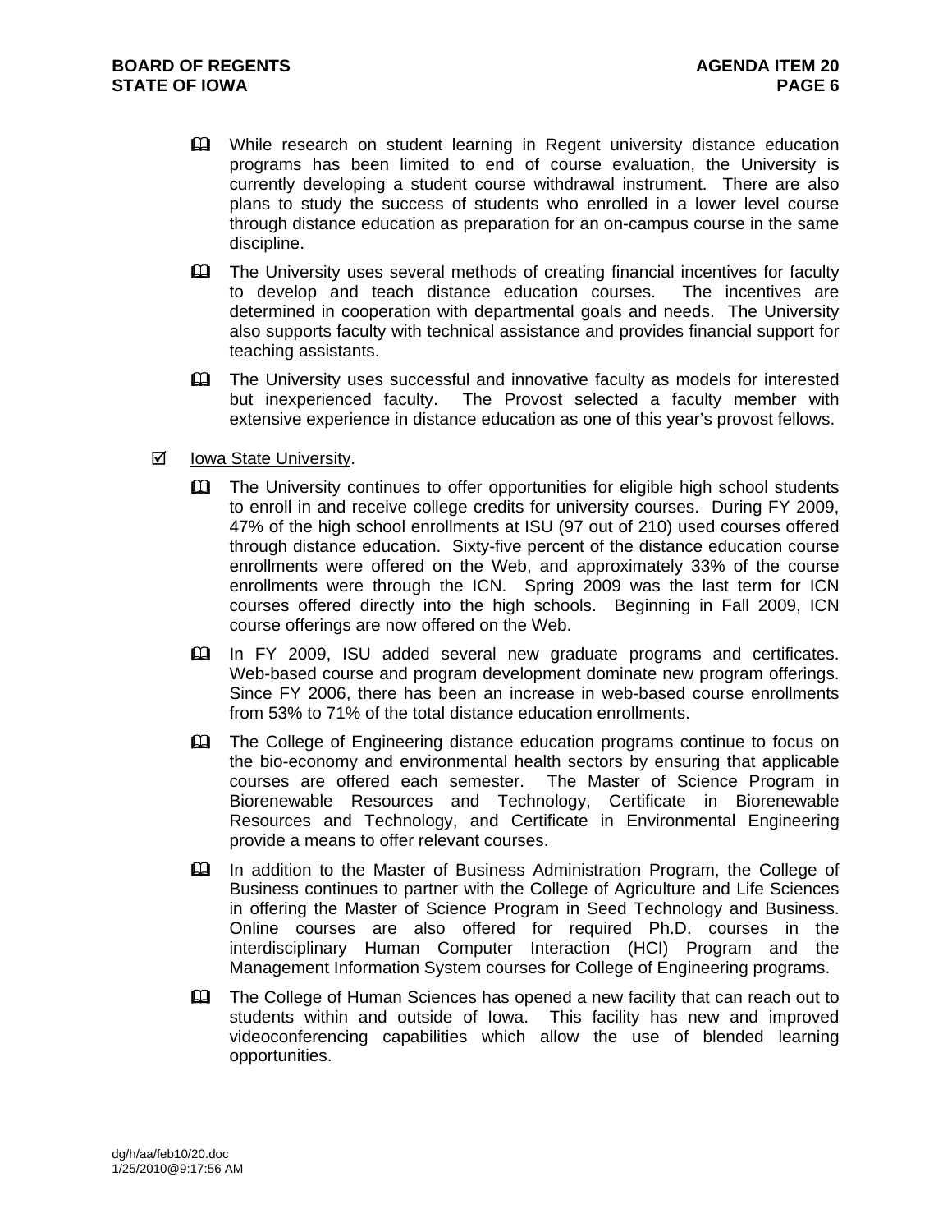- While research on student learning in Regent university distance education programs has been limited to end of course evaluation, the University is currently developing a student course withdrawal instrument. There are also plans to study the success of students who enrolled in a lower level course through distance education as preparation for an on-campus course in the same discipline.

- The University uses several methods of creating financial incentives for faculty to develop and teach distance education courses. The incentives are determined in cooperation with departmental goals and needs. The University also supports faculty with technical assistance and provides financial support for teaching assistants.

- The University uses successful and innovative faculty as models for interested but inexperienced faculty. The Provost selected a faculty member with extensive experience in distance education as one of this year's provost fellows.

☑ Iowa State University.

- The University continues to offer opportunities for eligible high school students to enroll in and receive college credits for university courses. During FY 2009, 47% of the high school enrollments at ISU (97 out of 210) used courses offered through distance education. Sixty-five percent of the distance education course enrollments were offered on the Web, and approximately 33% of the course enrollments were through the ICN. Spring 2009 was the last term for ICN courses offered directly into the high schools. Beginning in Fall 2009, ICN course offerings are now offered on the Web.

- In FY 2009, ISU added several new graduate programs and certificates. Web-based course and program development dominate new program offerings. Since FY 2006, there has been an increase in web-based course enrollments from 53% to 71% of the total distance education enrollments.

- The College of Engineering distance education programs continue to focus on the bio-economy and environmental health sectors by ensuring that applicable courses are offered each semester. The Master of Science Program in Biorenewable Resources and Technology, Certificate in Biorenewable Resources and Technology, and Certificate in Environmental Engineering provide a means to offer relevant courses.

- In addition to the Master of Business Administration Program, the College of Business continues to partner with the College of Agriculture and Life Sciences in offering the Master of Science Program in Seed Technology and Business. Online courses are also offered for required Ph.D. courses in the interdisciplinary Human Computer Interaction (HCI) Program and the Management Information System courses for College of Engineering programs.

- The College of Human Sciences has opened a new facility that can reach out to students within and outside of Iowa. This facility has new and improved videoconferencing capabilities which allow the use of blended learning opportunities.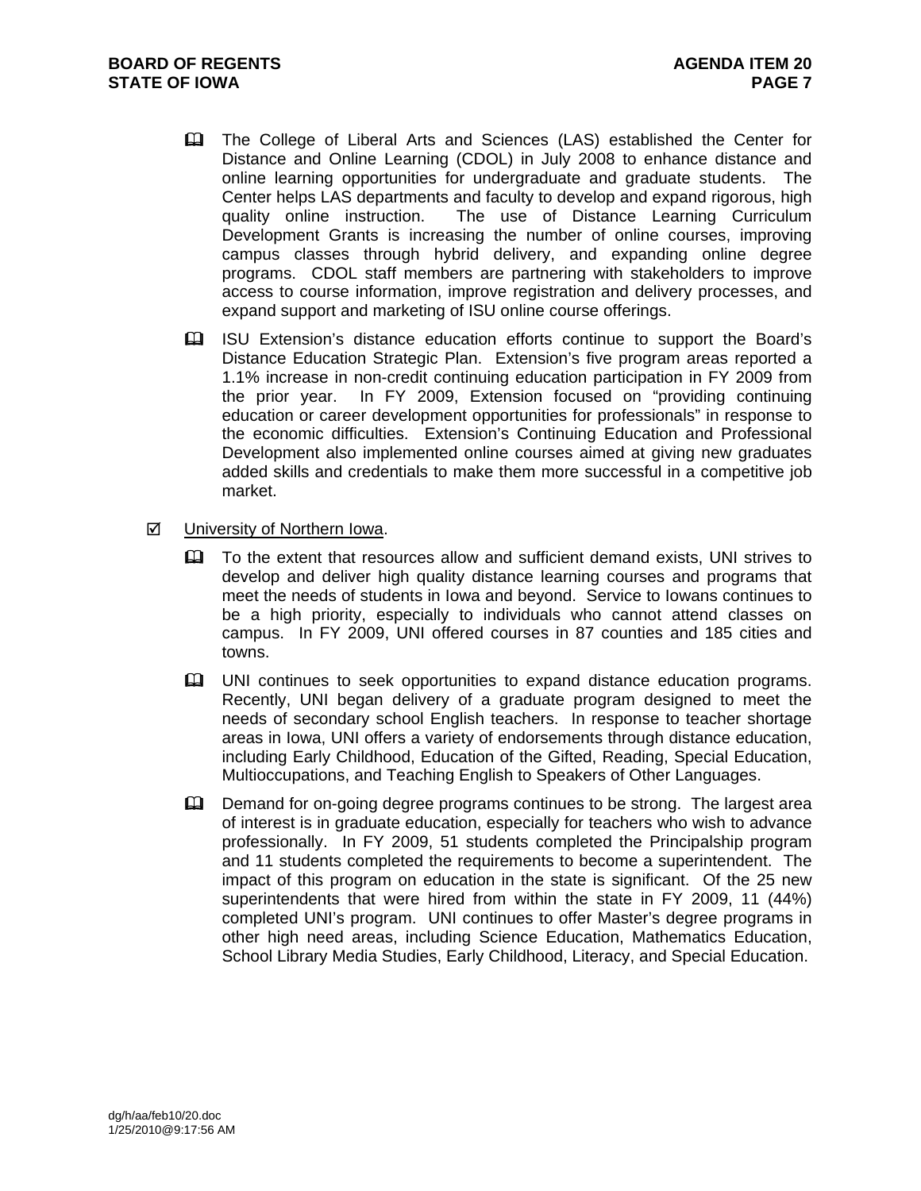- The College of Liberal Arts and Sciences (LAS) established the Center for Distance and Online Learning (CDOL) in July 2008 to enhance distance and online learning opportunities for undergraduate and graduate students. The Center helps LAS departments and faculty to develop and expand rigorous, high quality online instruction. The use of Distance Learning Curriculum Development Grants is increasing the number of online courses, improving campus classes through hybrid delivery, and expanding online degree programs. CDOL staff members are partnering with stakeholders to improve access to course information, improve registration and delivery processes, and expand support and marketing of ISU online course offerings.

- ISU Extension's distance education efforts continue to support the Board's Distance Education Strategic Plan. Extension's five program areas reported a 1.1% increase in non-credit continuing education participation in FY 2009 from the prior year. In FY 2009, Extension focused on "providing continuing education or career development opportunities for professionals" in response to the economic difficulties. Extension's Continuing Education and Professional Development also implemented online courses aimed at giving new graduates added skills and credentials to make them more successful in a competitive job market.

☑ University of Northern Iowa.

- To the extent that resources allow and sufficient demand exists, UNI strives to develop and deliver high quality distance learning courses and programs that meet the needs of students in Iowa and beyond. Service to Iowans continues to be a high priority, especially to individuals who cannot attend classes on campus. In FY 2009, UNI offered courses in 87 counties and 185 cities and towns.

- UNI continues to seek opportunities to expand distance education programs. Recently, UNI began delivery of a graduate program designed to meet the needs of secondary school English teachers. In response to teacher shortage areas in Iowa, UNI offers a variety of endorsements through distance education, including Early Childhood, Education of the Gifted, Reading, Special Education, Multioccupations, and Teaching English to Speakers of Other Languages.

- Demand for on-going degree programs continues to be strong. The largest area of interest is in graduate education, especially for teachers who wish to advance professionally. In FY 2009, 51 students completed the Principalship program and 11 students completed the requirements to become a superintendent. The impact of this program on education in the state is significant. Of the 25 new superintendents that were hired from within the state in FY 2009, 11 (44%) completed UNI's program. UNI continues to offer Master's degree programs in other high need areas, including Science Education, Mathematics Education, School Library Media Studies, Early Childhood, Literacy, and Special Education.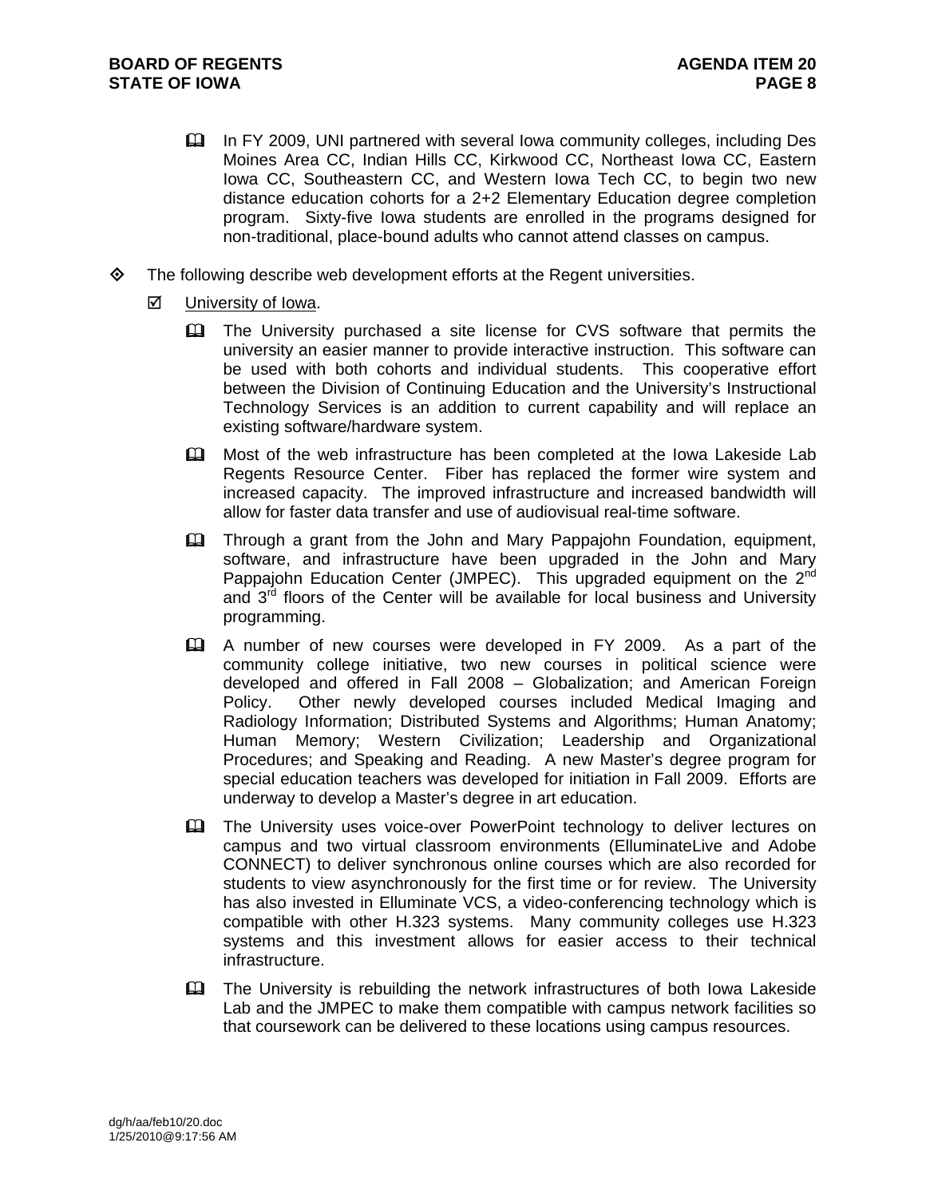- In FY 2009, UNI partnered with several Iowa community colleges, including Des Moines Area CC, Indian Hills CC, Kirkwood CC, Northeast Iowa CC, Eastern Iowa CC, Southeastern CC, and Western Iowa Tech CC, to begin two new distance education cohorts for a 2+2 Elementary Education degree completion program. Sixty-five Iowa students are enrolled in the programs designed for non-traditional, place-bound adults who cannot attend classes on campus.

- The following describe web development efforts at the Regent universities.

  - University of Iowa.

    - The University purchased a site license for CVS software that permits the university an easier manner to provide interactive instruction. This software can be used with both cohorts and individual students. This cooperative effort between the Division of Continuing Education and the University's Instructional Technology Services is an addition to current capability and will replace an existing software/hardware system.

    - Most of the web infrastructure has been completed at the Iowa Lakeside Lab Regents Resource Center. Fiber has replaced the former wire system and increased capacity. The improved infrastructure and increased bandwidth will allow for faster data transfer and use of audiovisual real-time software.

    - Through a grant from the John and Mary Pappajohn Foundation, equipment, software, and infrastructure have been upgraded in the John and Mary Pappajohn Education Center (JMPEC). This upgraded equipment on the 2nd and 3rd floors of the Center will be available for local business and University programming.

    - A number of new courses were developed in FY 2009. As a part of the community college initiative, two new courses in political science were developed and offered in Fall 2008 – Globalization; and American Foreign Policy. Other newly developed courses included Medical Imaging and Radiology Information; Distributed Systems and Algorithms; Human Anatomy; Human Memory; Western Civilization; Leadership and Organizational Procedures; and Speaking and Reading. A new Master's degree program for special education teachers was developed for initiation in Fall 2009. Efforts are underway to develop a Master's degree in art education.

    - The University uses voice-over PowerPoint technology to deliver lectures on campus and two virtual classroom environments (ElluminateLive and Adobe CONNECT) to deliver synchronous online courses which are also recorded for students to view asynchronously for the first time or for review. The University has also invested in Elluminate VCS, a video-conferencing technology which is compatible with other H.323 systems. Many community colleges use H.323 systems and this investment allows for easier access to their technical infrastructure.

    - The University is rebuilding the network infrastructures of both Iowa Lakeside Lab and the JMPEC to make them compatible with campus network facilities so that coursework can be delivered to these locations using campus resources.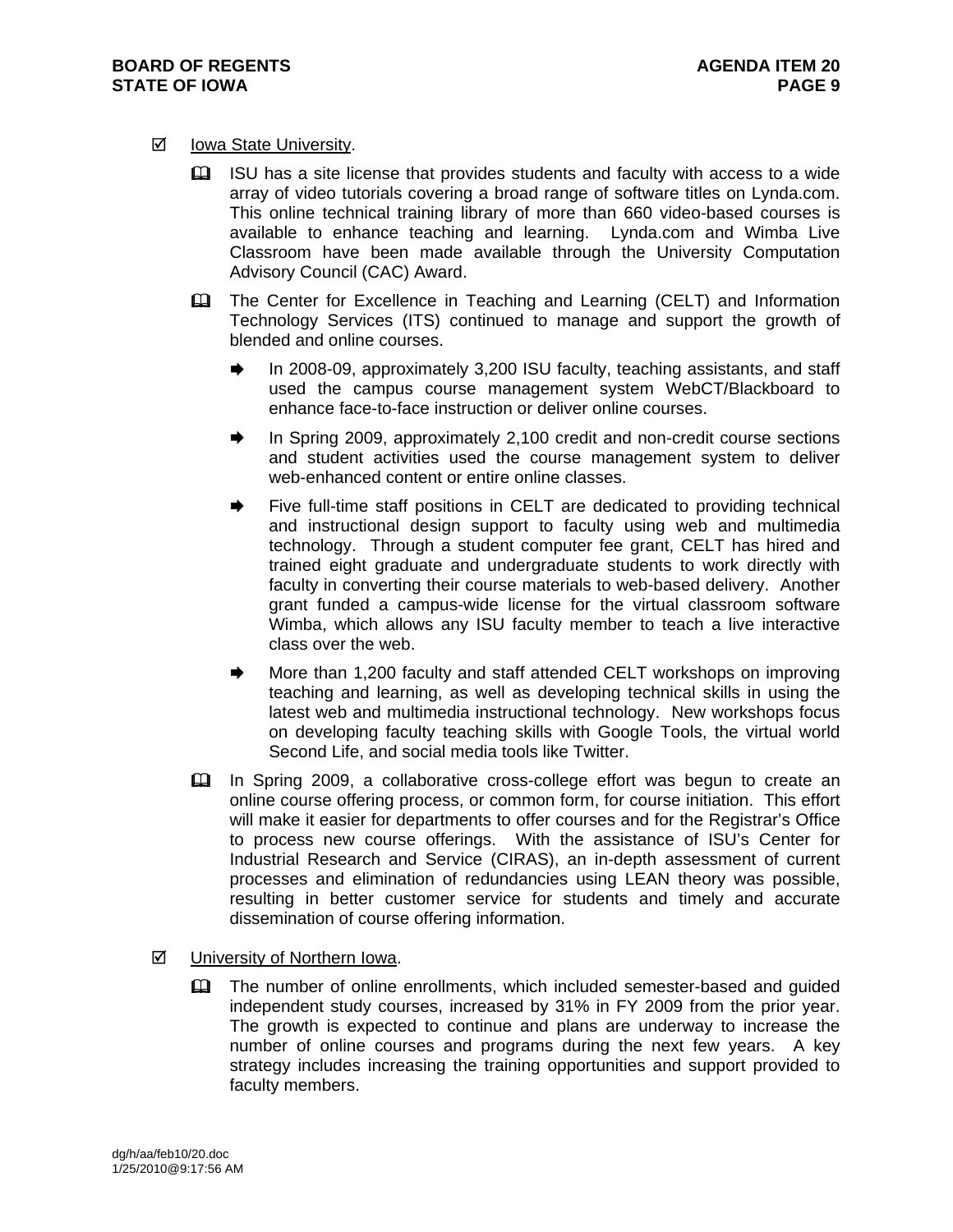- Iowa State University.

  - ISU has a site license that provides students and faculty with access to a wide array of video tutorials covering a broad range of software titles on Lynda.com. This online technical training library of more than 660 video-based courses is available to enhance teaching and learning. Lynda.com and Wimba Live Classroom have been made available through the University Computation Advisory Council (CAC) Award.

  - The Center for Excellence in Teaching and Learning (CELT) and Information Technology Services (ITS) continued to manage and support the growth of blended and online courses.

    - In 2008-09, approximately 3,200 ISU faculty, teaching assistants, and staff used the campus course management system WebCT/Blackboard to enhance face-to-face instruction or deliver online courses.

    - In Spring 2009, approximately 2,100 credit and non-credit course sections and student activities used the course management system to deliver web-enhanced content or entire online classes.

    - Five full-time staff positions in CELT are dedicated to providing technical and instructional design support to faculty using web and multimedia technology. Through a student computer fee grant, CELT has hired and trained eight graduate and undergraduate students to work directly with faculty in converting their course materials to web-based delivery. Another grant funded a campus-wide license for the virtual classroom software Wimba, which allows any ISU faculty member to teach a live interactive class over the web.

    - More than 1,200 faculty and staff attended CELT workshops on improving teaching and learning, as well as developing technical skills in using the latest web and multimedia instructional technology. New workshops focus on developing faculty teaching skills with Google Tools, the virtual world Second Life, and social media tools like Twitter.

  - In Spring 2009, a collaborative cross-college effort was begun to create an online course offering process, or common form, for course initiation. This effort will make it easier for departments to offer courses and for the Registrar's Office to process new course offerings. With the assistance of ISU's Center for Industrial Research and Service (CIRAS), an in-depth assessment of current processes and elimination of redundancies using LEAN theory was possible, resulting in better customer service for students and timely and accurate dissemination of course offering information.

- University of Northern Iowa.

  - The number of online enrollments, which included semester-based and guided independent study courses, increased by 31% in FY 2009 from the prior year. The growth is expected to continue and plans are underway to increase the number of online courses and programs during the next few years. A key strategy includes increasing the training opportunities and support provided to faculty members.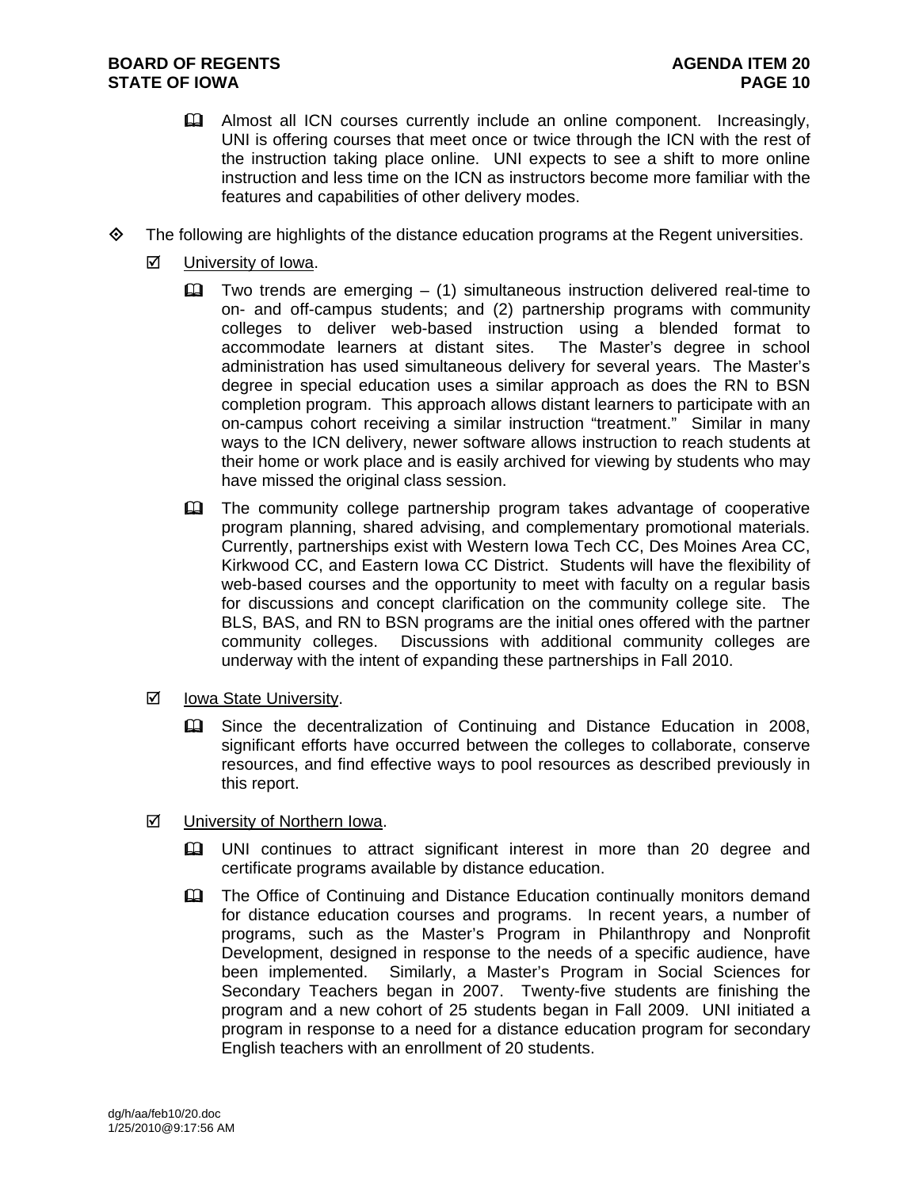- Almost all ICN courses currently include an online component. Increasingly, UNI is offering courses that meet once or twice through the ICN with the rest of the instruction taking place online. UNI expects to see a shift to more online instruction and less time on the ICN as instructors become more familiar with the features and capabilities of other delivery modes.

- The following are highlights of the distance education programs at the Regent universities.

  - University of Iowa.

    - Two trends are emerging – (1) simultaneous instruction delivered real-time to on- and off-campus students; and (2) partnership programs with community colleges to deliver web-based instruction using a blended format to accommodate learners at distant sites. The Master's degree in school administration has used simultaneous delivery for several years. The Master's degree in special education uses a similar approach as does the RN to BSN completion program. This approach allows distant learners to participate with an on-campus cohort receiving a similar instruction "treatment." Similar in many ways to the ICN delivery, newer software allows instruction to reach students at their home or work place and is easily archived for viewing by students who may have missed the original class session.

    - The community college partnership program takes advantage of cooperative program planning, shared advising, and complementary promotional materials. Currently, partnerships exist with Western Iowa Tech CC, Des Moines Area CC, Kirkwood CC, and Eastern Iowa CC District. Students will have the flexibility of web-based courses and the opportunity to meet with faculty on a regular basis for discussions and concept clarification on the community college site. The BLS, BAS, and RN to BSN programs are the initial ones offered with the partner community colleges. Discussions with additional community colleges are underway with the intent of expanding these partnerships in Fall 2010.

  - Iowa State University.

    - Since the decentralization of Continuing and Distance Education in 2008, significant efforts have occurred between the colleges to collaborate, conserve resources, and find effective ways to pool resources as described previously in this report.

  - University of Northern Iowa.

    - UNI continues to attract significant interest in more than 20 degree and certificate programs available by distance education.

    - The Office of Continuing and Distance Education continually monitors demand for distance education courses and programs. In recent years, a number of programs, such as the Master's Program in Philanthropy and Nonprofit Development, designed in response to the needs of a specific audience, have been implemented. Similarly, a Master's Program in Social Sciences for Secondary Teachers began in 2007. Twenty-five students are finishing the program and a new cohort of 25 students began in Fall 2009. UNI initiated a program in response to a need for a distance education program for secondary English teachers with an enrollment of 20 students.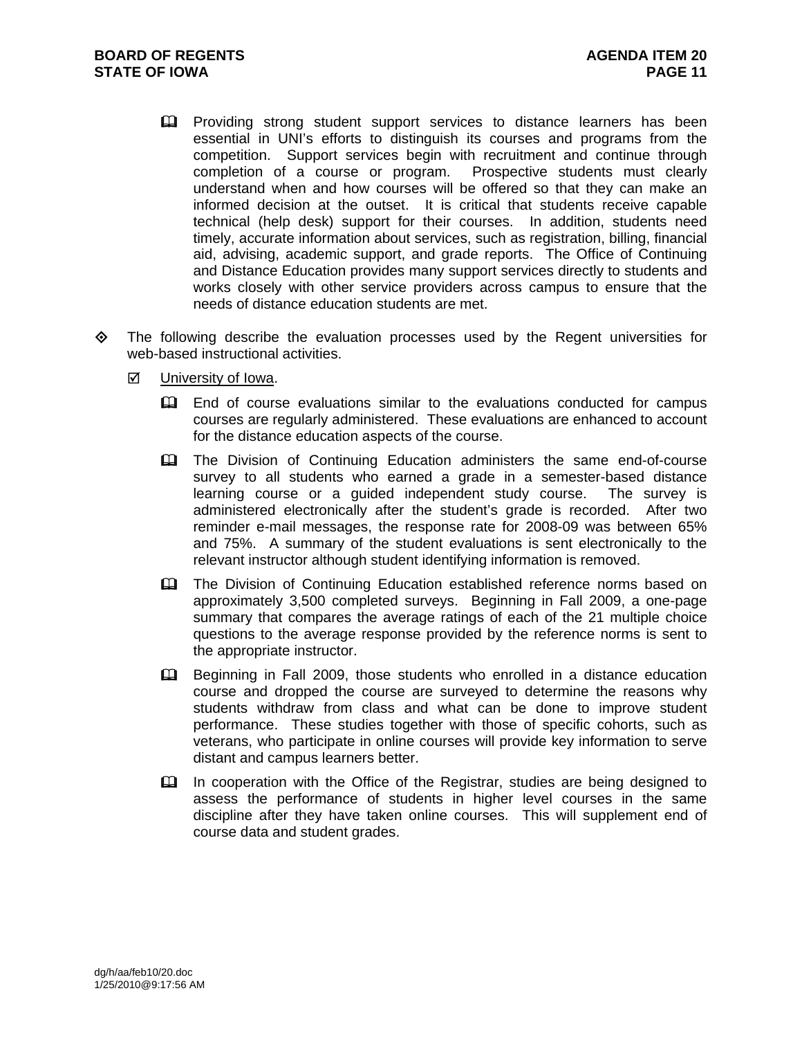- Providing strong student support services to distance learners has been essential in UNI's efforts to distinguish its courses and programs from the competition. Support services begin with recruitment and continue through completion of a course or program. Prospective students must clearly understand when and how courses will be offered so that they can make an informed decision at the outset. It is critical that students receive capable technical (help desk) support for their courses. In addition, students need timely, accurate information about services, such as registration, billing, financial aid, advising, academic support, and grade reports. The Office of Continuing and Distance Education provides many support services directly to students and works closely with other service providers across campus to ensure that the needs of distance education students are met.

- The following describe the evaluation processes used by the Regent universities for web-based instructional activities.

  - University of Iowa.

    - End of course evaluations similar to the evaluations conducted for campus courses are regularly administered. These evaluations are enhanced to account for the distance education aspects of the course.

    - The Division of Continuing Education administers the same end-of-course survey to all students who earned a grade in a semester-based distance learning course or a guided independent study course. The survey is administered electronically after the student's grade is recorded. After two reminder e-mail messages, the response rate for 2008-09 was between 65% and 75%. A summary of the student evaluations is sent electronically to the relevant instructor although student identifying information is removed.

    - The Division of Continuing Education established reference norms based on approximately 3,500 completed surveys. Beginning in Fall 2009, a one-page summary that compares the average ratings of each of the 21 multiple choice questions to the average response provided by the reference norms is sent to the appropriate instructor.

    - Beginning in Fall 2009, those students who enrolled in a distance education course and dropped the course are surveyed to determine the reasons why students withdraw from class and what can be done to improve student performance. These studies together with those of specific cohorts, such as veterans, who participate in online courses will provide key information to serve distant and campus learners better.

    - In cooperation with the Office of the Registrar, studies are being designed to assess the performance of students in higher level courses in the same discipline after they have taken online courses. This will supplement end of course data and student grades.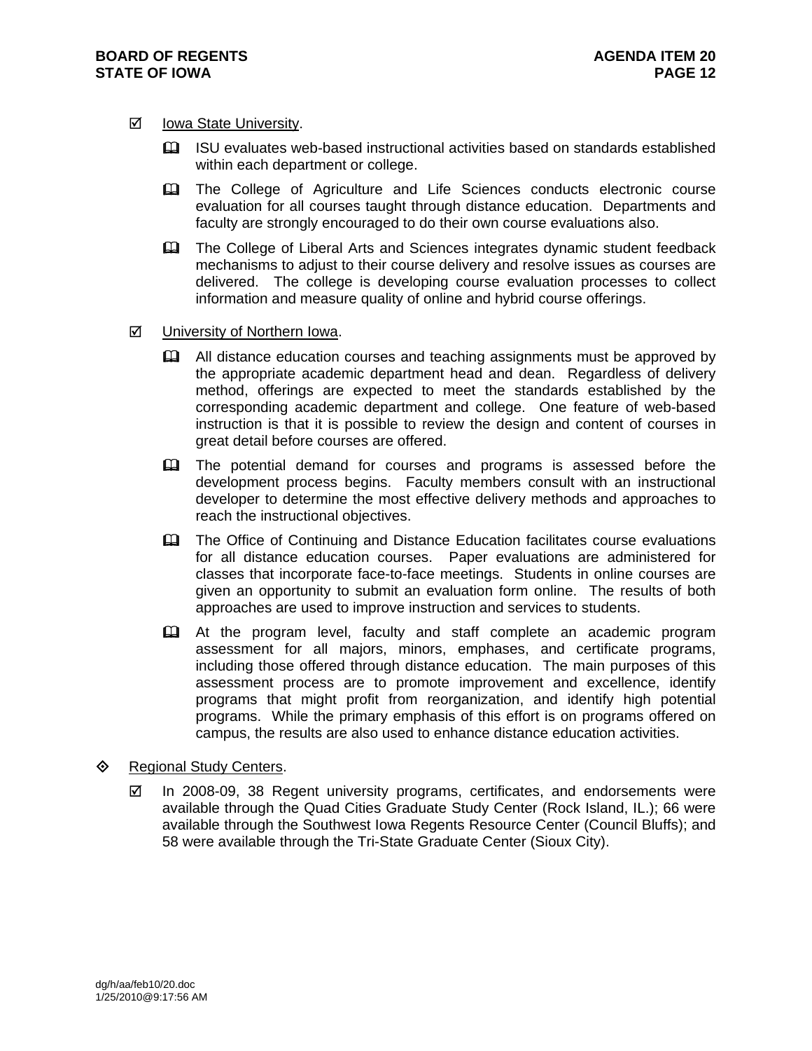- ☑ Iowa State University.
  - ISU evaluates web-based instructional activities based on standards established within each department or college.
  - The College of Agriculture and Life Sciences conducts electronic course evaluation for all courses taught through distance education. Departments and faculty are strongly encouraged to do their own course evaluations also.
  - The College of Liberal Arts and Sciences integrates dynamic student feedback mechanisms to adjust to their course delivery and resolve issues as courses are delivered. The college is developing course evaluation processes to collect information and measure quality of online and hybrid course offerings.

- ☑ University of Northern Iowa.
  - All distance education courses and teaching assignments must be approved by the appropriate academic department head and dean. Regardless of delivery method, offerings are expected to meet the standards established by the corresponding academic department and college. One feature of web-based instruction is that it is possible to review the design and content of courses in great detail before courses are offered.
  - The potential demand for courses and programs is assessed before the development process begins. Faculty members consult with an instructional developer to determine the most effective delivery methods and approaches to reach the instructional objectives.
  - The Office of Continuing and Distance Education facilitates course evaluations for all distance education courses. Paper evaluations are administered for classes that incorporate face-to-face meetings. Students in online courses are given an opportunity to submit an evaluation form online. The results of both approaches are used to improve instruction and services to students.
  - At the program level, faculty and staff complete an academic program assessment for all majors, minors, emphases, and certificate programs, including those offered through distance education. The main purposes of this assessment process are to promote improvement and excellence, identify programs that might profit from reorganization, and identify high potential programs. While the primary emphasis of this effort is on programs offered on campus, the results are also used to enhance distance education activities.

◇ Regional Study Centers.

- ☑ In 2008-09, 38 Regent university programs, certificates, and endorsements were available through the Quad Cities Graduate Study Center (Rock Island, IL.); 66 were available through the Southwest Iowa Regents Resource Center (Council Bluffs); and 58 were available through the Tri-State Graduate Center (Sioux City).

dg/h/aa/feb10/20.doc
1/25/2010@9:17:56 AM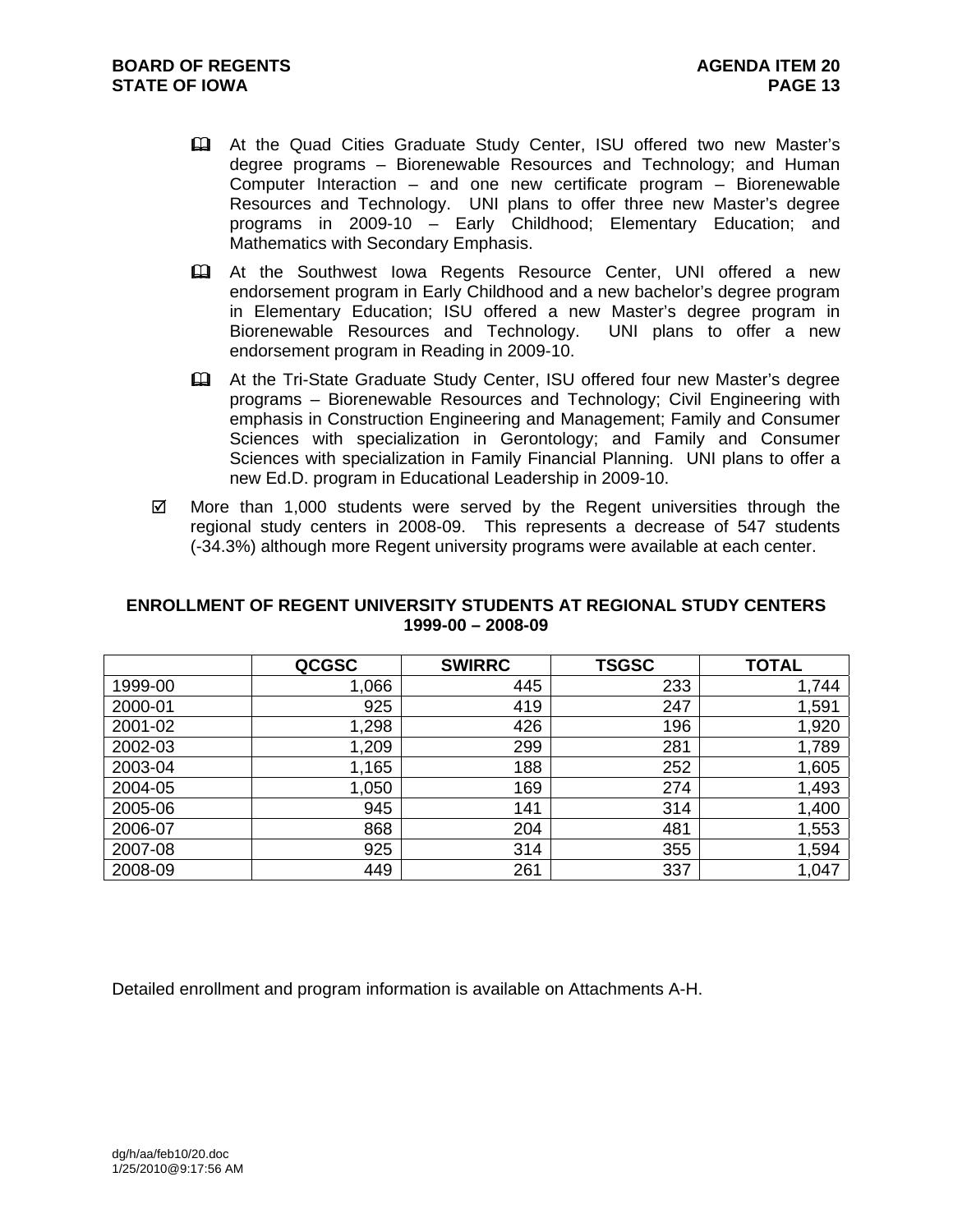- At the Quad Cities Graduate Study Center, ISU offered two new Master's degree programs – Biorenewable Resources and Technology; and Human Computer Interaction – and one new certificate program – Biorenewable Resources and Technology. UNI plans to offer three new Master's degree programs in 2009-10 – Early Childhood; Elementary Education; and Mathematics with Secondary Emphasis.

- At the Southwest Iowa Regents Resource Center, UNI offered a new endorsement program in Early Childhood and a new bachelor's degree program in Elementary Education; ISU offered a new Master's degree program in Biorenewable Resources and Technology. UNI plans to offer a new endorsement program in Reading in 2009-10.

- At the Tri-State Graduate Study Center, ISU offered four new Master's degree programs – Biorenewable Resources and Technology; Civil Engineering with emphasis in Construction Engineering and Management; Family and Consumer Sciences with specialization in Gerontology; and Family and Consumer Sciences with specialization in Family Financial Planning. UNI plans to offer a new Ed.D. program in Educational Leadership in 2009-10.

☑ More than 1,000 students were served by the Regent universities through the regional study centers in 2008-09. This represents a decrease of 547 students (-34.3%) although more Regent university programs were available at each center.

**ENROLLMENT OF REGENT UNIVERSITY STUDENTS AT REGIONAL STUDY CENTERS**
**1999-00 – 2008-09**

| | QCGSC | SWIRRC | TSGSC | TOTAL |
|---|---|---|---|---|
| 1999-00 | 1,066 | 445 | 233 | 1,744 |
| 2000-01 | 925 | 419 | 247 | 1,591 |
| 2001-02 | 1,298 | 426 | 196 | 1,920 |
| 2002-03 | 1,209 | 299 | 281 | 1,789 |
| 2003-04 | 1,165 | 188 | 252 | 1,605 |
| 2004-05 | 1,050 | 169 | 274 | 1,493 |
| 2005-06 | 945 | 141 | 314 | 1,400 |
| 2006-07 | 868 | 204 | 481 | 1,553 |
| 2007-08 | 925 | 314 | 355 | 1,594 |
| 2008-09 | 449 | 261 | 337 | 1,047 |

Detailed enrollment and program information is available on Attachments A-H.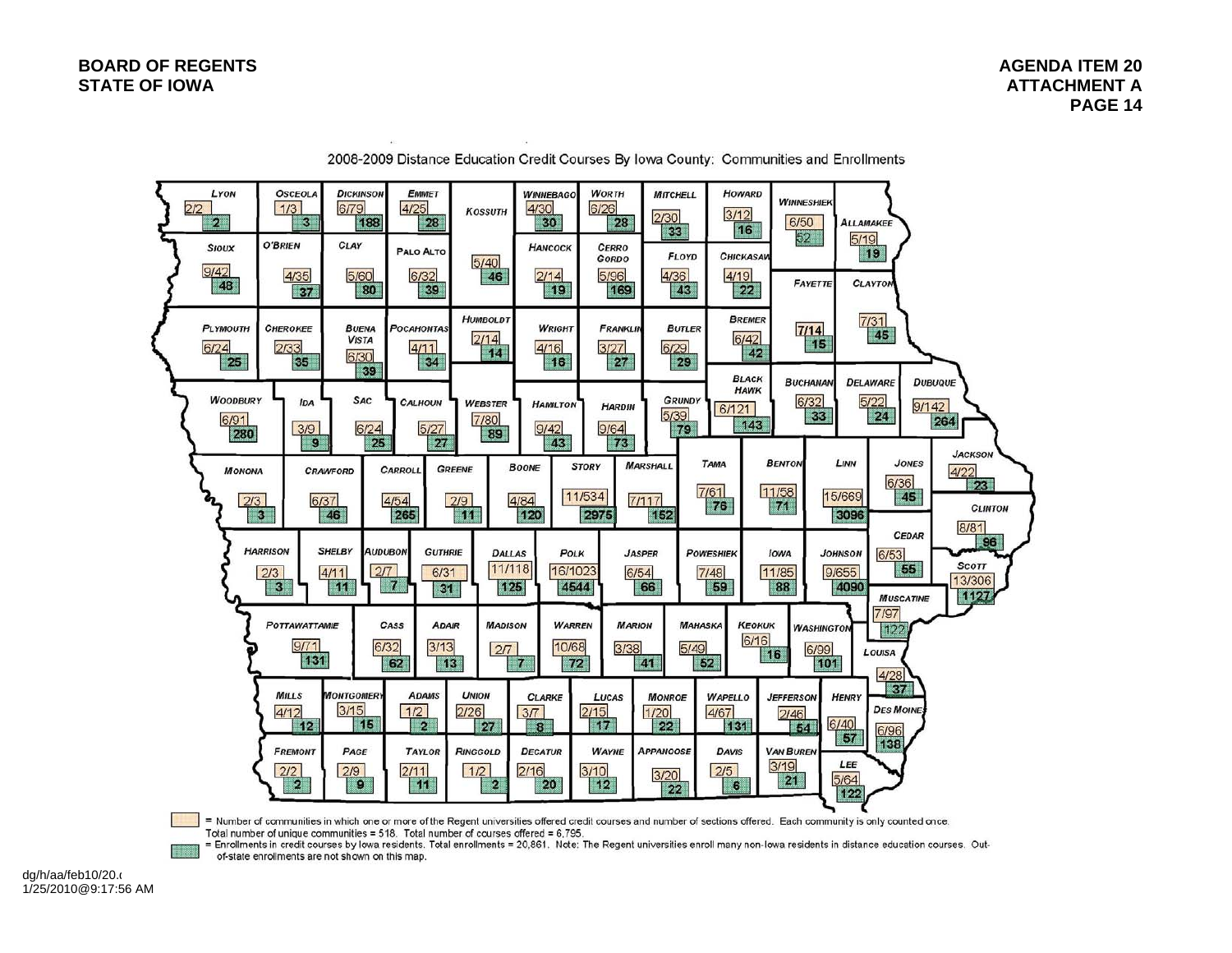**BOARD OF REGENTS**
**STATE OF IOWA**

**AGENDA ITEM 20**
**ATTACHMENT A**

## 2008-2009 Distance Education Credit Courses By Iowa County: Communities and Enrollments

| County | Communities/Sections | Enrollments |
|---|---|---|
| Lyon | 2/2 | 2 |
| Osceola | 1/3 | 3 |
| Dickinson | 6/79 | 188 |
| Emmet | 4/25 | 28 |
| Kossuth | 5/40 | 46 |
| Winnebago | 4/30 | 30 |
| Worth | 6/26 | 28 |
| Mitchell | 2/30 | 33 |
| Howard | 3/12 | 16 |
| Winneshiek | 6/50 | 52 |
| Allamakee | 5/19 | 19 |
| Sioux | 9/42 | 48 |
| O'Brien | 4/35 | 37 |
| Clay | 5/60 | 80 |
| Palo Alto | 6/32 | 39 |
| Hancock | 2/14 | 19 |
| Cerro Gordo | 5/96 | 169 |
| Floyd | 4/36 | 43 |
| Chickasaw | 4/19 | 22 |
| Fayette | 7/14 | 15 |
| Clayton | 7/31 | 45 |
| Plymouth | 6/24 | 25 |
| Cherokee | 2/33 | 35 |
| Buena Vista | 6/30 | 39 |
| Pocahontas | 4/11 | 34 |
| Humboldt | 2/14 | 14 |
| Wright | 4/16 | 16 |
| Franklin | 3/27 | 27 |
| Butler | 6/29 | 29 |
| Bremer | 6/42 | 42 |
| Black Hawk | 6/121 | 143 |
| Buchanan | 6/32 | 33 |
| Delaware | 5/22 | 24 |
| Dubuque | 9/142 | 264 |
| Woodbury | 6/91 | 280 |
| Ida | 3/9 | 9 |
| Sac | 6/24 | 25 |
| Calhoun | 5/27 | 27 |
| Webster | 7/80 | 89 |
| Hamilton | 9/42 | 43 |
| Hardin | 9/64 | 73 |
| Grundy | 5/39 | 79 |
| Monona | 2/3 | 3 |
| Crawford | 6/37 | 46 |
| Carroll | 4/54 | 265 |
| Greene | 2/9 | 11 |
| Boone | 4/84 | 120 |
| Story | 11/534 | 2975 |
| Marshall | 7/117 | 152 |
| Tama | 7/61 | 76 |
| Benton | 11/58 | 71 |
| Linn | 15/669 | 3096 |
| Jones | 6/36 | 45 |
| Jackson | 4/22 | 23 |
| Clinton | 8/81 | 96 |
| Cedar | 6/53 | 55 |
| Harrison | 2/3 | 3 |
| Shelby | 4/11 | 11 |
| Audubon | 2/7 | 7 |
| Guthrie | 6/31 | 31 |
| Dallas | 11/118 | 125 |
| Polk | 16/1023 | 4544 |
| Jasper | 6/54 | 66 |
| Poweshiek | 7/48 | 59 |
| Iowa | 11/85 | 88 |
| Johnson | 9/655 | 4090 |
| Scott | 13/306 | 1127 |
| Muscatine | 7/97 | 122 |
| Pottawattamie | 9/71 | 131 |
| Cass | 6/32 | 62 |
| Adair | 3/13 | 13 |
| Madison | 2/7 | 7 |
| Warren | 10/68 | 72 |
| Marion | 3/38 | 41 |
| Mahaska | 5/49 | 52 |
| Keokuk | 6/16 | 16 |
| Washington | 6/99 | 101 |
| Louisa | 4/28 | 37 |
| Mills | 4/12 | 12 |
| Montgomery | 3/15 | 15 |
| Adams | 1/2 | 2 |
| Union | 2/26 | 27 |
| Clarke | 3/7 | 8 |
| Lucas | 2/15 | 17 |
| Monroe | 1/20 | 22 |
| Wapello | 4/67 | 131 |
| Jefferson | 2/46 | 54 |
| Henry | 6/40 | 57 |
| Des Moines | 6/96 | 138 |
| Fremont | 2/2 | 2 |
| Page | 2/9 | 9 |
| Taylor | 2/11 | 11 |
| Ringgold | 1/2 | 2 |
| Decatur | 2/16 | 20 |
| Wayne | 3/10 | 12 |
| Appanoose | 3/20 | 22 |
| Davis | 2/5 | 6 |
| Van Buren | 3/19 | 21 |
| Lee | 5/64 | 122 |

= Number of communities in which one or more of the Regent universities offered credit courses and number of sections offered. Each community is only counted once. Total number of unique communities = 518. Total number of courses offered = 6,795.

= Enrollments in credit courses by Iowa residents. Total enrollments = 20,861. Note: The Regent universities enroll many non-Iowa residents in distance education courses. Out-of-state enrollments are not shown on this map.

dg/h/aa/feb10/20.
1/25/2010@9:17:56 AM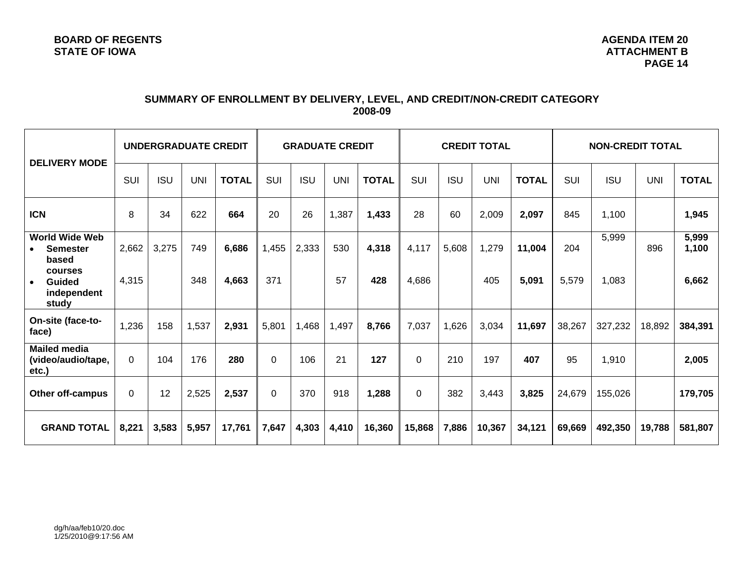## SUMMARY OF ENROLLMENT BY DELIVERY, LEVEL, AND CREDIT/NON-CREDIT CATEGORY 2008-09

| DELIVERY MODE | UNDERGRADUATE CREDIT | | | | GRADUATE CREDIT | | | | CREDIT TOTAL | | | | NON-CREDIT TOTAL | | | |
|---|---|---|---|---|---|---|---|---|---|---|---|---|---|---|---|---|
| | SUI | ISU | UNI | **TOTAL** | SUI | ISU | UNI | **TOTAL** | SUI | ISU | UNI | **TOTAL** | SUI | ISU | UNI | **TOTAL** |
| **ICN** | 8 | 34 | 622 | **664** | 20 | 26 | 1,387 | **1,433** | 28 | 60 | 2,009 | **2,097** | 845 | 1,100 | | **1,945** |
| **World Wide Web** | | | | | | | | | | | | | | | | |
| • **Semester based courses** | 2,662 | 3,275 | 749 | **6,686** | 1,455 | 2,333 | 530 | **4,318** | 4,117 | 5,608 | 1,279 | **11,004** | 204 | 5,999 | 896 | **5,999 1,100** |
| • **Guided independent study** | 4,315 | | 348 | **4,663** | 371 | | 57 | **428** | 4,686 | | 405 | **5,091** | 5,579 | 1,083 | | **6,662** |
| **On-site (face-to-face)** | 1,236 | 158 | 1,537 | **2,931** | 5,801 | 1,468 | 1,497 | **8,766** | 7,037 | 1,626 | 3,034 | **11,697** | 38,267 | 327,232 | 18,892 | **384,391** |
| **Mailed media (video/audio/tape, etc.)** | 0 | 104 | 176 | **280** | 0 | 106 | 21 | **127** | 0 | 210 | 197 | **407** | 95 | 1,910 | | **2,005** |
| **Other off-campus** | 0 | 12 | 2,525 | **2,537** | 0 | 370 | 918 | **1,288** | 0 | 382 | 3,443 | **3,825** | 24,679 | 155,026 | | **179,705** |
| **GRAND TOTAL** | **8,221** | **3,583** | **5,957** | **17,761** | **7,647** | **4,303** | **4,410** | **16,360** | **15,868** | **7,886** | **10,367** | **34,121** | **69,669** | **492,350** | **19,788** | **581,807** |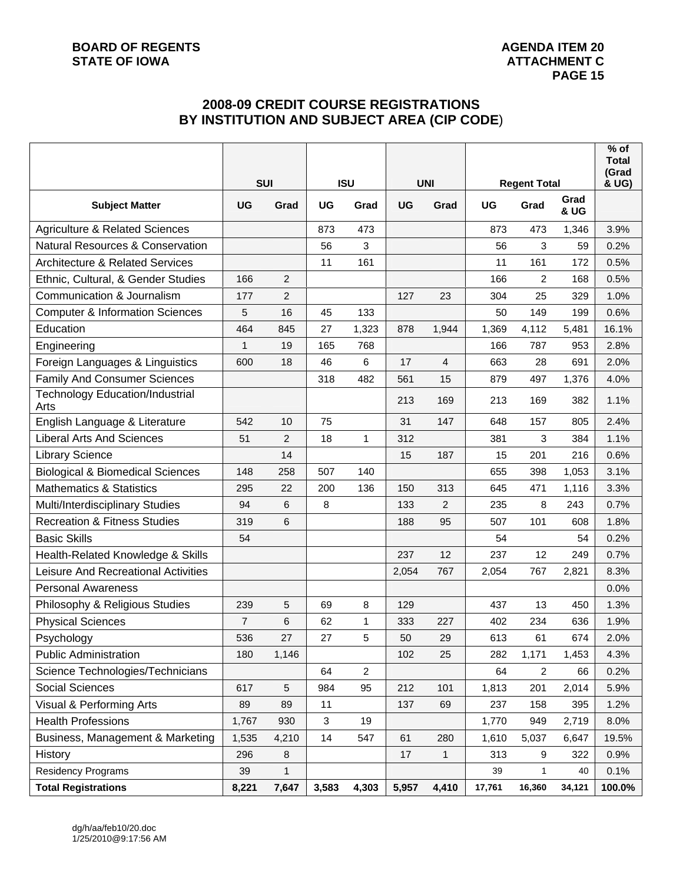**BOARD OF REGENTS**
**STATE OF IOWA**

**AGENDA ITEM 20**
**ATTACHMENT C**
**PAGE 15**

## 2008-09 CREDIT COURSE REGISTRATIONS BY INSTITUTION AND SUBJECT AREA (CIP CODE)

| | SUI | | ISU | | UNI | | Regent Total | | | % of Total (Grad & UG) |
|---|---|---|---|---|---|---|---|---|---|---|
| **Subject Matter** | **UG** | **Grad** | **UG** | **Grad** | **UG** | **Grad** | **UG** | **Grad** | **Grad & UG** | |
| Agriculture & Related Sciences | | | 873 | 473 | | | 873 | 473 | 1,346 | 3.9% |
| Natural Resources & Conservation | | | 56 | 3 | | | 56 | 3 | 59 | 0.2% |
| Architecture & Related Services | | | 11 | 161 | | | 11 | 161 | 172 | 0.5% |
| Ethnic, Cultural, & Gender Studies | 166 | 2 | | | | | 166 | 2 | 168 | 0.5% |
| Communication & Journalism | 177 | 2 | | | 127 | 23 | 304 | 25 | 329 | 1.0% |
| Computer & Information Sciences | 5 | 16 | 45 | 133 | | | 50 | 149 | 199 | 0.6% |
| Education | 464 | 845 | 27 | 1,323 | 878 | 1,944 | 1,369 | 4,112 | 5,481 | 16.1% |
| Engineering | 1 | 19 | 165 | 768 | | | 166 | 787 | 953 | 2.8% |
| Foreign Languages & Linguistics | 600 | 18 | 46 | 6 | 17 | 4 | 663 | 28 | 691 | 2.0% |
| Family And Consumer Sciences | | | 318 | 482 | 561 | 15 | 879 | 497 | 1,376 | 4.0% |
| Technology Education/Industrial Arts | | | | | 213 | 169 | 213 | 169 | 382 | 1.1% |
| English Language & Literature | 542 | 10 | 75 | | 31 | 147 | 648 | 157 | 805 | 2.4% |
| Liberal Arts And Sciences | 51 | 2 | 18 | 1 | 312 | | 381 | 3 | 384 | 1.1% |
| Library Science | | 14 | | | 15 | 187 | 15 | 201 | 216 | 0.6% |
| Biological & Biomedical Sciences | 148 | 258 | 507 | 140 | | | 655 | 398 | 1,053 | 3.1% |
| Mathematics & Statistics | 295 | 22 | 200 | 136 | 150 | 313 | 645 | 471 | 1,116 | 3.3% |
| Multi/Interdisciplinary Studies | 94 | 6 | 8 | | 133 | 2 | 235 | 8 | 243 | 0.7% |
| Recreation & Fitness Studies | 319 | 6 | | | 188 | 95 | 507 | 101 | 608 | 1.8% |
| Basic Skills | 54 | | | | | | 54 | | 54 | 0.2% |
| Health-Related Knowledge & Skills | | | | | 237 | 12 | 237 | 12 | 249 | 0.7% |
| Leisure And Recreational Activities | | | | | 2,054 | 767 | 2,054 | 767 | 2,821 | 8.3% |
| Personal Awareness | | | | | | | | | | 0.0% |
| Philosophy & Religious Studies | 239 | 5 | 69 | 8 | 129 | | 437 | 13 | 450 | 1.3% |
| Physical Sciences | 7 | 6 | 62 | 1 | 333 | 227 | 402 | 234 | 636 | 1.9% |
| Psychology | 536 | 27 | 27 | 5 | 50 | 29 | 613 | 61 | 674 | 2.0% |
| Public Administration | 180 | 1,146 | | | 102 | 25 | 282 | 1,171 | 1,453 | 4.3% |
| Science Technologies/Technicians | | | 64 | 2 | | | 64 | 2 | 66 | 0.2% |
| Social Sciences | 617 | 5 | 984 | 95 | 212 | 101 | 1,813 | 201 | 2,014 | 5.9% |
| Visual & Performing Arts | 89 | 89 | 11 | | 137 | 69 | 237 | 158 | 395 | 1.2% |
| Health Professions | 1,767 | 930 | 3 | 19 | | | 1,770 | 949 | 2,719 | 8.0% |
| Business, Management & Marketing | 1,535 | 4,210 | 14 | 547 | 61 | 280 | 1,610 | 5,037 | 6,647 | 19.5% |
| History | 296 | 8 | | | 17 | 1 | 313 | 9 | 322 | 0.9% |
| Residency Programs | 39 | 1 | | | | | 39 | 1 | 40 | 0.1% |
| **Total Registrations** | **8,221** | **7,647** | **3,583** | **4,303** | **5,957** | **4,410** | **17,761** | **16,360** | **34,121** | **100.0%** |

dg/h/aa/feb10/20.doc
1/25/2010@9:17:56 AM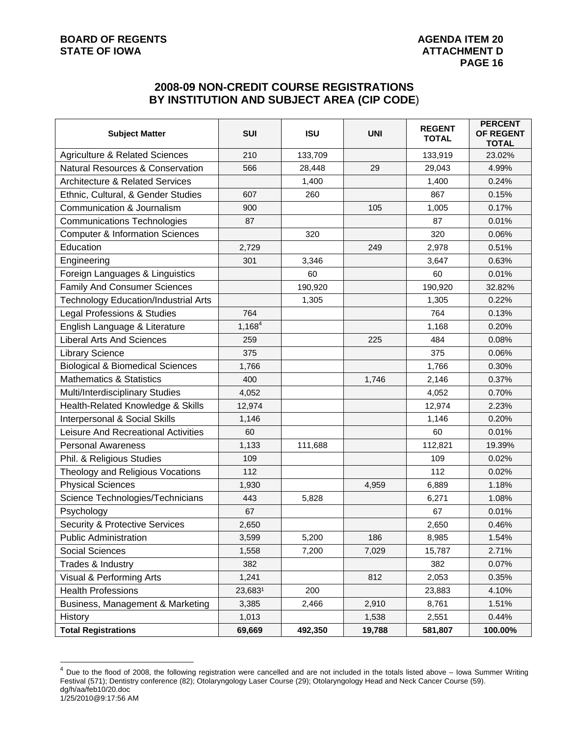**BOARD OF REGENTS**
**STATE OF IOWA**

**AGENDA ITEM 20**
**ATTACHMENT D**
**PAGE 16**

## 2008-09 NON-CREDIT COURSE REGISTRATIONS BY INSTITUTION AND SUBJECT AREA (CIP CODE)

| Subject Matter | SUI | ISU | UNI | REGENT TOTAL | PERCENT OF REGENT TOTAL |
|---|---|---|---|---|---|
| Agriculture & Related Sciences | 210 | 133,709 | | 133,919 | 23.02% |
| Natural Resources & Conservation | 566 | 28,448 | 29 | 29,043 | 4.99% |
| Architecture & Related Services | | 1,400 | | 1,400 | 0.24% |
| Ethnic, Cultural, & Gender Studies | 607 | 260 | | 867 | 0.15% |
| Communication & Journalism | 900 | | 105 | 1,005 | 0.17% |
| Communications Technologies | 87 | | | 87 | 0.01% |
| Computer & Information Sciences | | 320 | | 320 | 0.06% |
| Education | 2,729 | | 249 | 2,978 | 0.51% |
| Engineering | 301 | 3,346 | | 3,647 | 0.63% |
| Foreign Languages & Linguistics | | 60 | | 60 | 0.01% |
| Family And Consumer Sciences | | 190,920 | | 190,920 | 32.82% |
| Technology Education/Industrial Arts | | 1,305 | | 1,305 | 0.22% |
| Legal Professions & Studies | 764 | | | 764 | 0.13% |
| English Language & Literature | 1,168[4] | | | 1,168 | 0.20% |
| Liberal Arts And Sciences | 259 | | 225 | 484 | 0.08% |
| Library Science | 375 | | | 375 | 0.06% |
| Biological & Biomedical Sciences | 1,766 | | | 1,766 | 0.30% |
| Mathematics & Statistics | 400 | | 1,746 | 2,146 | 0.37% |
| Multi/Interdisciplinary Studies | 4,052 | | | 4,052 | 0.70% |
| Health-Related Knowledge & Skills | 12,974 | | | 12,974 | 2.23% |
| Interpersonal & Social Skills | 1,146 | | | 1,146 | 0.20% |
| Leisure And Recreational Activities | 60 | | | 60 | 0.01% |
| Personal Awareness | 1,133 | 111,688 | | 112,821 | 19.39% |
| Phil. & Religious Studies | 109 | | | 109 | 0.02% |
| Theology and Religious Vocations | 112 | | | 112 | 0.02% |
| Physical Sciences | 1,930 | | 4,959 | 6,889 | 1.18% |
| Science Technologies/Technicians | 443 | 5,828 | | 6,271 | 1.08% |
| Psychology | 67 | | | 67 | 0.01% |
| Security & Protective Services | 2,650 | | | 2,650 | 0.46% |
| Public Administration | 3,599 | 5,200 | 186 | 8,985 | 1.54% |
| Social Sciences | 1,558 | 7,200 | 7,029 | 15,787 | 2.71% |
| Trades & Industry | 382 | | | 382 | 0.07% |
| Visual & Performing Arts | 1,241 | | 812 | 2,053 | 0.35% |
| Health Professions | 23,683[1] | 200 | | 23,883 | 4.10% |
| Business, Management & Marketing | 3,385 | 2,466 | 2,910 | 8,761 | 1.51% |
| History | 1,013 | | 1,538 | 2,551 | 0.44% |
| **Total Registrations** | **69,669** | **492,350** | **19,788** | **581,807** | **100.00%** |

[4] Due to the flood of 2008, the following registration were cancelled and are not included in the totals listed above – Iowa Summer Writing Festival (571); Dentistry conference (82); Otolaryngology Laser Course (29); Otolaryngology Head and Neck Cancer Course (59).

dg/h/aa/feb10/20.doc
1/25/2010@9:17:56 AM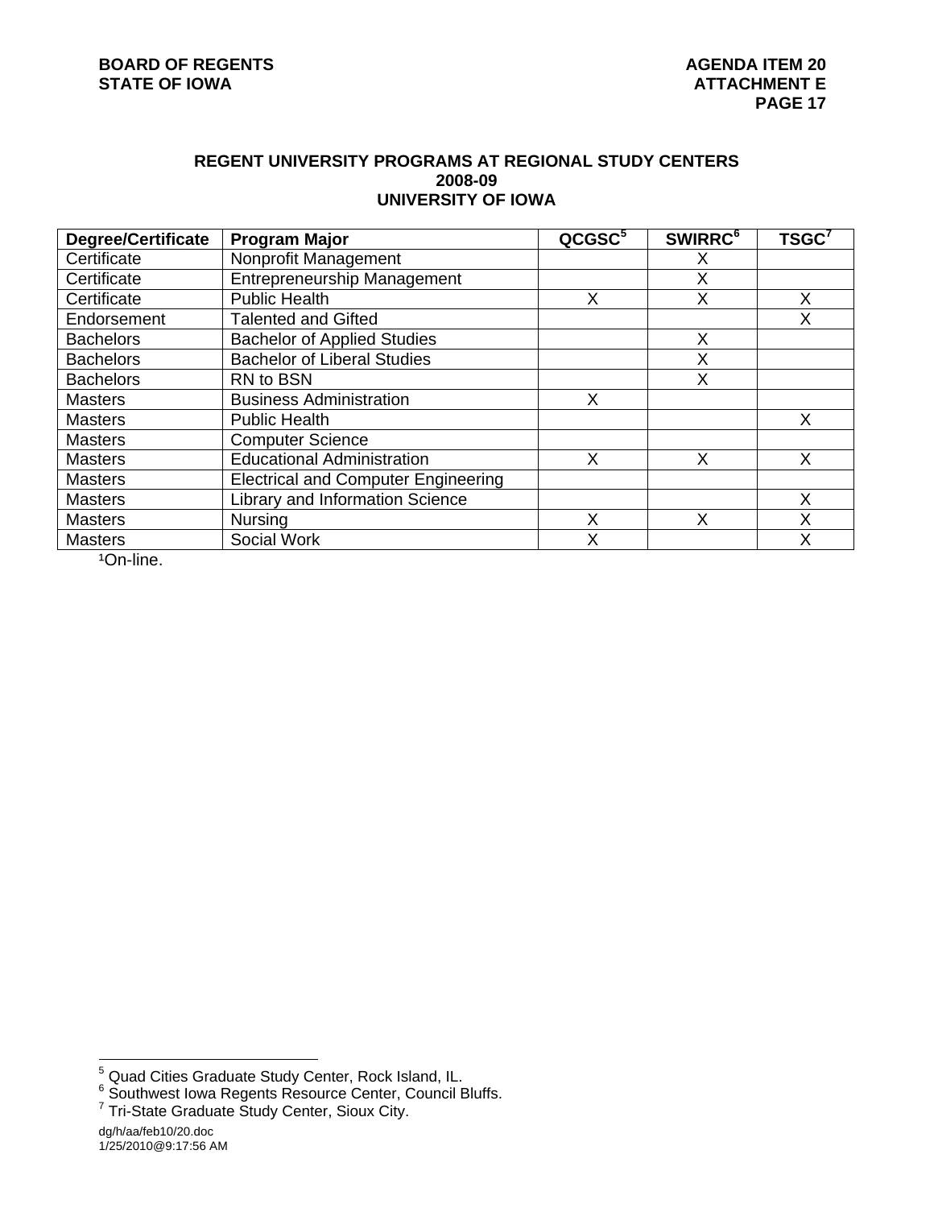## REGENT UNIVERSITY PROGRAMS AT REGIONAL STUDY CENTERS
## 2008-09
## UNIVERSITY OF IOWA

| Degree/Certificate | Program Major | QCGSC[5] | SWIRRC[6] | TSGC[7] |
|---|---|---|---|---|
| Certificate | Nonprofit Management | | X | |
| Certificate | Entrepreneurship Management | | X | |
| Certificate | Public Health | X | X | X |
| Endorsement | Talented and Gifted | | | X |
| Bachelors | Bachelor of Applied Studies | | X | |
| Bachelors | Bachelor of Liberal Studies | | X | |
| Bachelors | RN to BSN | | X | |
| Masters | Business Administration | X | | |
| Masters | Public Health | | | X |
| Masters | Computer Science | | | |
| Masters | Educational Administration | X | X | X |
| Masters | Electrical and Computer Engineering | | | |
| Masters | Library and Information Science | | | X |
| Masters | Nursing | X | X | X |
| Masters | Social Work | X | | X |

[1]On-line.

[5] Quad Cities Graduate Study Center, Rock Island, IL.
[6] Southwest Iowa Regents Resource Center, Council Bluffs.
[7] Tri-State Graduate Study Center, Sioux City.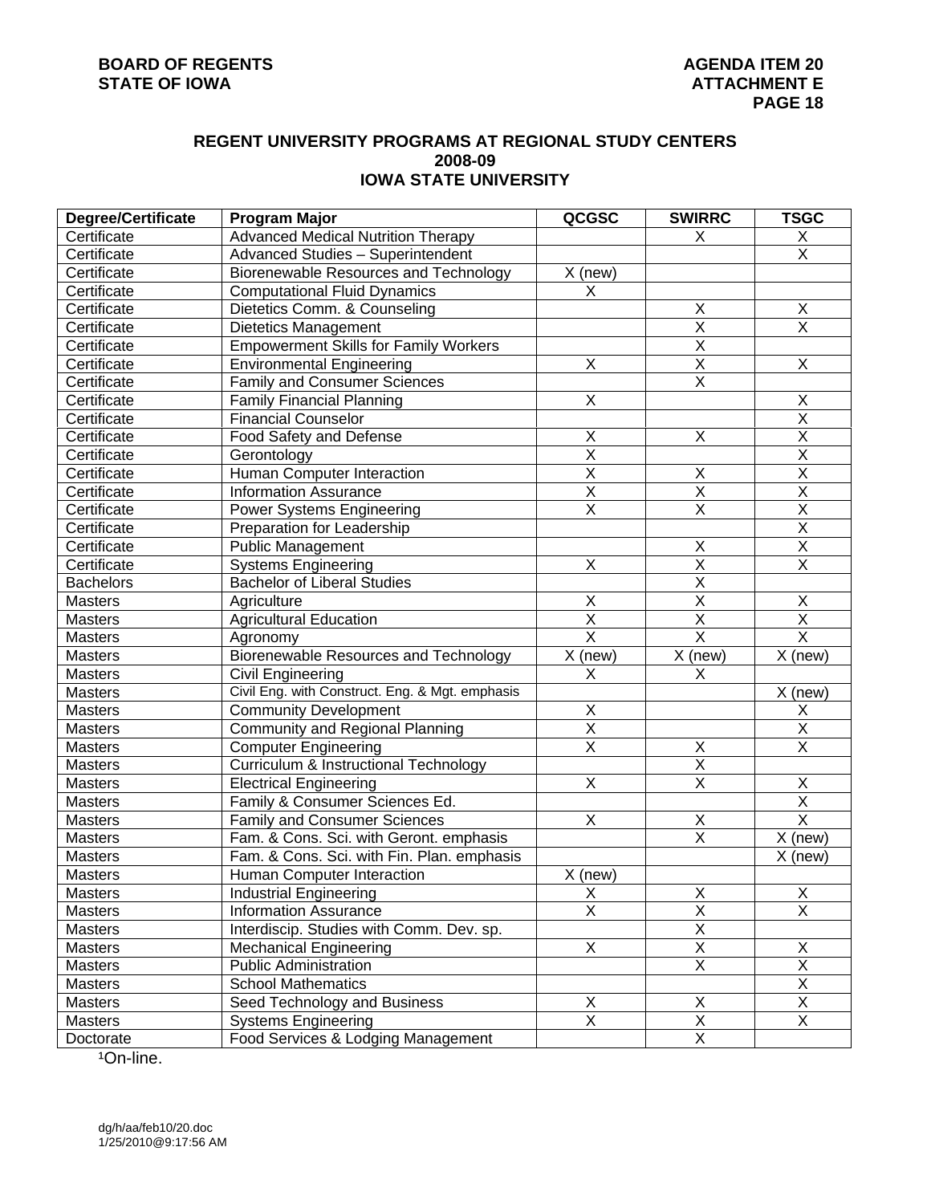**BOARD OF REGENTS**
**STATE OF IOWA**

**AGENDA ITEM 20**
**ATTACHMENT E**

## REGENT UNIVERSITY PROGRAMS AT REGIONAL STUDY CENTERS
## 2008-09
## IOWA STATE UNIVERSITY

| Degree/Certificate | Program Major | QCGSC | SWIRRC | TSGC |
|---|---|---|---|---|
| Certificate | Advanced Medical Nutrition Therapy | | X | X |
| Certificate | Advanced Studies – Superintendent | | | X |
| Certificate | Biorenewable Resources and Technology | X (new) | | |
| Certificate | Computational Fluid Dynamics | X | | |
| Certificate | Dietetics Comm. & Counseling | | X | X |
| Certificate | Dietetics Management | | X | X |
| Certificate | Empowerment Skills for Family Workers | | X | |
| Certificate | Environmental Engineering | X | X | X |
| Certificate | Family and Consumer Sciences | | X | |
| Certificate | Family Financial Planning | X | | X |
| Certificate | Financial Counselor | | | X |
| Certificate | Food Safety and Defense | X | X | X |
| Certificate | Gerontology | X | | X |
| Certificate | Human Computer Interaction | X | X | X |
| Certificate | Information Assurance | X | X | X |
| Certificate | Power Systems Engineering | X | X | X |
| Certificate | Preparation for Leadership | | | X |
| Certificate | Public Management | | X | X |
| Certificate | Systems Engineering | X | X | X |
| Bachelors | Bachelor of Liberal Studies | | X | |
| Masters | Agriculture | X | X | X |
| Masters | Agricultural Education | X | X | X |
| Masters | Agronomy | X | X | X |
| Masters | Biorenewable Resources and Technology | X (new) | X (new) | X (new) |
| Masters | Civil Engineering | X | X | |
| Masters | Civil Eng. with Construct. Eng. & Mgt. emphasis | | | X (new) |
| Masters | Community Development | X | | X |
| Masters | Community and Regional Planning | X | | X |
| Masters | Computer Engineering | X | X | X |
| Masters | Curriculum & Instructional Technology | | X | |
| Masters | Electrical Engineering | X | X | X |
| Masters | Family & Consumer Sciences Ed. | | | X |
| Masters | Family and Consumer Sciences | X | X | X |
| Masters | Fam. & Cons. Sci. with Geront. emphasis | | X | X (new) |
| Masters | Fam. & Cons. Sci. with Fin. Plan. emphasis | | | X (new) |
| Masters | Human Computer Interaction | X (new) | | |
| Masters | Industrial Engineering | X | X | X |
| Masters | Information Assurance | X | X | X |
| Masters | Interdiscip. Studies with Comm. Dev. sp. | | X | |
| Masters | Mechanical Engineering | X | X | X |
| Masters | Public Administration | | X | X |
| Masters | School Mathematics | | | X |
| Masters | Seed Technology and Business | X | X | X |
| Masters | Systems Engineering | X | X | X |
| Doctorate | Food Services & Lodging Management | | X | |

[1]On-line.

dg/h/aa/feb10/20.doc
1/25/2010@9:17:56 AM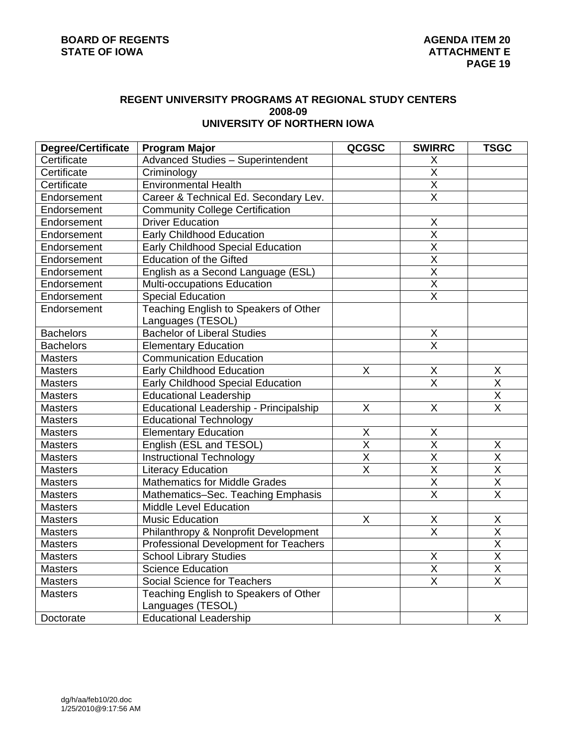## REGENT UNIVERSITY PROGRAMS AT REGIONAL STUDY CENTERS
## 2008-09
## UNIVERSITY OF NORTHERN IOWA

| Degree/Certificate | Program Major | QCGSC | SWIRRC | TSGC |
|---|---|---|---|---|
| Certificate | Advanced Studies – Superintendent | | X | |
| Certificate | Criminology | | X | |
| Certificate | Environmental Health | | X | |
| Endorsement | Career & Technical Ed. Secondary Lev. | | X | |
| Endorsement | Community College Certification | | | |
| Endorsement | Driver Education | | X | |
| Endorsement | Early Childhood Education | | X | |
| Endorsement | Early Childhood Special Education | | X | |
| Endorsement | Education of the Gifted | | X | |
| Endorsement | English as a Second Language (ESL) | | X | |
| Endorsement | Multi-occupations Education | | X | |
| Endorsement | Special Education | | X | |
| Endorsement | Teaching English to Speakers of Other Languages (TESOL) | | | |
| Bachelors | Bachelor of Liberal Studies | | X | |
| Bachelors | Elementary Education | | X | |
| Masters | Communication Education | | | |
| Masters | Early Childhood Education | X | X | X |
| Masters | Early Childhood Special Education | | X | X |
| Masters | Educational Leadership | | | X |
| Masters | Educational Leadership - Principalship | X | X | X |
| Masters | Educational Technology | | | |
| Masters | Elementary Education | X | X | |
| Masters | English (ESL and TESOL) | X | X | X |
| Masters | Instructional Technology | X | X | X |
| Masters | Literacy Education | X | X | X |
| Masters | Mathematics for Middle Grades | | X | X |
| Masters | Mathematics–Sec. Teaching Emphasis | | X | X |
| Masters | Middle Level Education | | | |
| Masters | Music Education | X | X | X |
| Masters | Philanthropy & Nonprofit Development | | X | X |
| Masters | Professional Development for Teachers | | | X |
| Masters | School Library Studies | | X | X |
| Masters | Science Education | | X | X |
| Masters | Social Science for Teachers | | X | X |
| Masters | Teaching English to Speakers of Other Languages (TESOL) | | | |
| Doctorate | Educational Leadership | | | X |

dg/h/aa/feb10/20.doc
1/25/2010@9:17:56 AM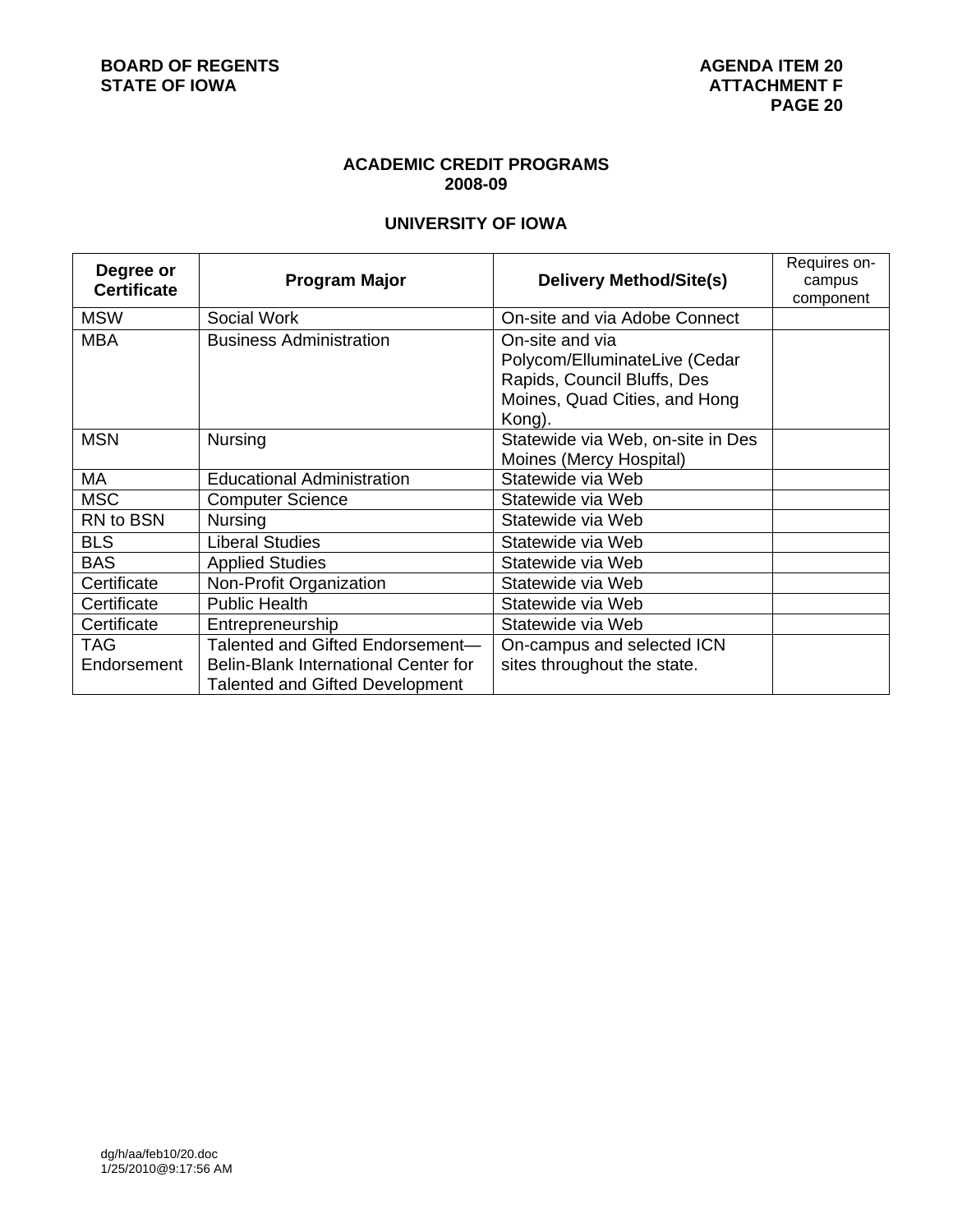## ACADEMIC CREDIT PROGRAMS
## 2008-09

### UNIVERSITY OF IOWA

| Degree or Certificate | Program Major | Delivery Method/Site(s) | Requires on-campus component |
|---|---|---|---|
| MSW | Social Work | On-site and via Adobe Connect | |
| MBA | Business Administration | On-site and via Polycom/ElluminateLive (Cedar Rapids, Council Bluffs, Des Moines, Quad Cities, and Hong Kong). | |
| MSN | Nursing | Statewide via Web, on-site in Des Moines (Mercy Hospital) | |
| MA | Educational Administration | Statewide via Web | |
| MSC | Computer Science | Statewide via Web | |
| RN to BSN | Nursing | Statewide via Web | |
| BLS | Liberal Studies | Statewide via Web | |
| BAS | Applied Studies | Statewide via Web | |
| Certificate | Non-Profit Organization | Statewide via Web | |
| Certificate | Public Health | Statewide via Web | |
| Certificate | Entrepreneurship | Statewide via Web | |
| TAG Endorsement | Talented and Gifted Endorsement—Belin-Blank International Center for Talented and Gifted Development | On-campus and selected ICN sites throughout the state. | |

dg/h/aa/feb10/20.doc
1/25/2010@9:17:56 AM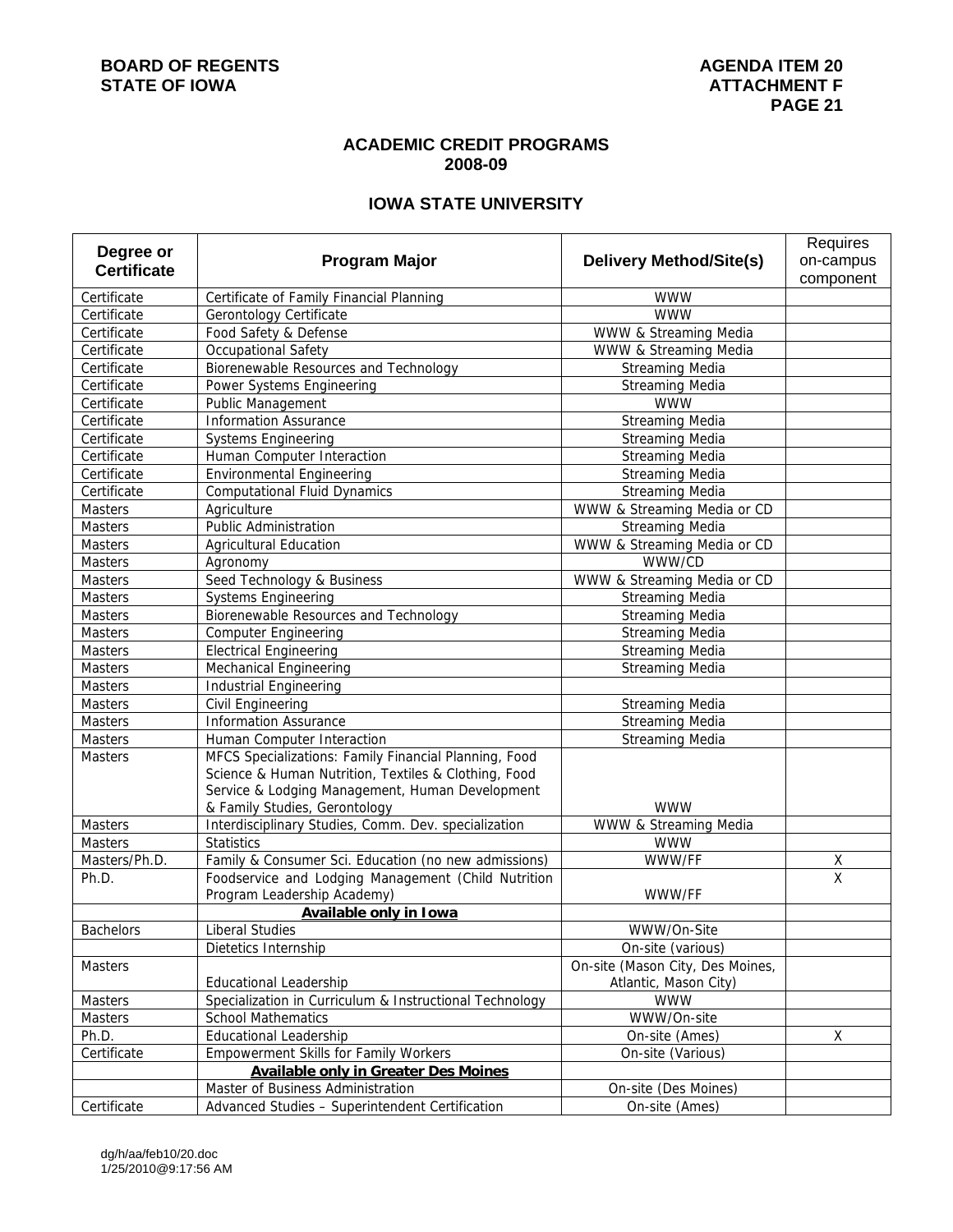BOARD OF REGENTS
STATE OF IOWA

AGENDA ITEM 20
ATTACHMENT F

## ACADEMIC CREDIT PROGRAMS 2008-09

## IOWA STATE UNIVERSITY

| Degree or Certificate | Program Major | Delivery Method/Site(s) | Requires on-campus component |
|---|---|---|---|
| Certificate | Certificate of Family Financial Planning | WWW | |
| Certificate | Gerontology Certificate | WWW | |
| Certificate | Food Safety & Defense | WWW & Streaming Media | |
| Certificate | Occupational Safety | WWW & Streaming Media | |
| Certificate | Biorenewable Resources and Technology | Streaming Media | |
| Certificate | Power Systems Engineering | Streaming Media | |
| Certificate | Public Management | WWW | |
| Certificate | Information Assurance | Streaming Media | |
| Certificate | Systems Engineering | Streaming Media | |
| Certificate | Human Computer Interaction | Streaming Media | |
| Certificate | Environmental Engineering | Streaming Media | |
| Certificate | Computational Fluid Dynamics | Streaming Media | |
| Masters | Agriculture | WWW & Streaming Media or CD | |
| Masters | Public Administration | Streaming Media | |
| Masters | Agricultural Education | WWW & Streaming Media or CD | |
| Masters | Agronomy | WWW/CD | |
| Masters | Seed Technology & Business | WWW & Streaming Media or CD | |
| Masters | Systems Engineering | Streaming Media | |
| Masters | Biorenewable Resources and Technology | Streaming Media | |
| Masters | Computer Engineering | Streaming Media | |
| Masters | Electrical Engineering | Streaming Media | |
| Masters | Mechanical Engineering | Streaming Media | |
| Masters | Industrial Engineering | | |
| Masters | Civil Engineering | Streaming Media | |
| Masters | Information Assurance | Streaming Media | |
| Masters | Human Computer Interaction | Streaming Media | |
| Masters | MFCS Specializations: Family Financial Planning, Food Science & Human Nutrition, Textiles & Clothing, Food Service & Lodging Management, Human Development & Family Studies, Gerontology | WWW | |
| Masters | Interdisciplinary Studies, Comm. Dev. specialization | WWW & Streaming Media | |
| Masters | Statistics | WWW | |
| Masters/Ph.D. | Family & Consumer Sci. Education (no new admissions) | WWW/FF | X |
| Ph.D. | Foodservice and Lodging Management (Child Nutrition Program Leadership Academy) | WWW/FF | X |
| | **Available only in Iowa** | | |
| Bachelors | Liberal Studies | WWW/On-Site | |
| | Dietetics Internship | On-site (various) | |
| Masters | Educational Leadership | On-site (Mason City, Des Moines, Atlantic, Mason City) | |
| Masters | Specialization in Curriculum & Instructional Technology | WWW | |
| Masters | School Mathematics | WWW/On-site | |
| Ph.D. | Educational Leadership | On-site (Ames) | X |
| Certificate | Empowerment Skills for Family Workers | On-site (Various) | |
| | **Available only in Greater Des Moines** | | |
| | Master of Business Administration | On-site (Des Moines) | |
| Certificate | Advanced Studies – Superintendent Certification | On-site (Ames) | |

dg/h/aa/feb10/20.doc
1/25/2010@9:17:56 AM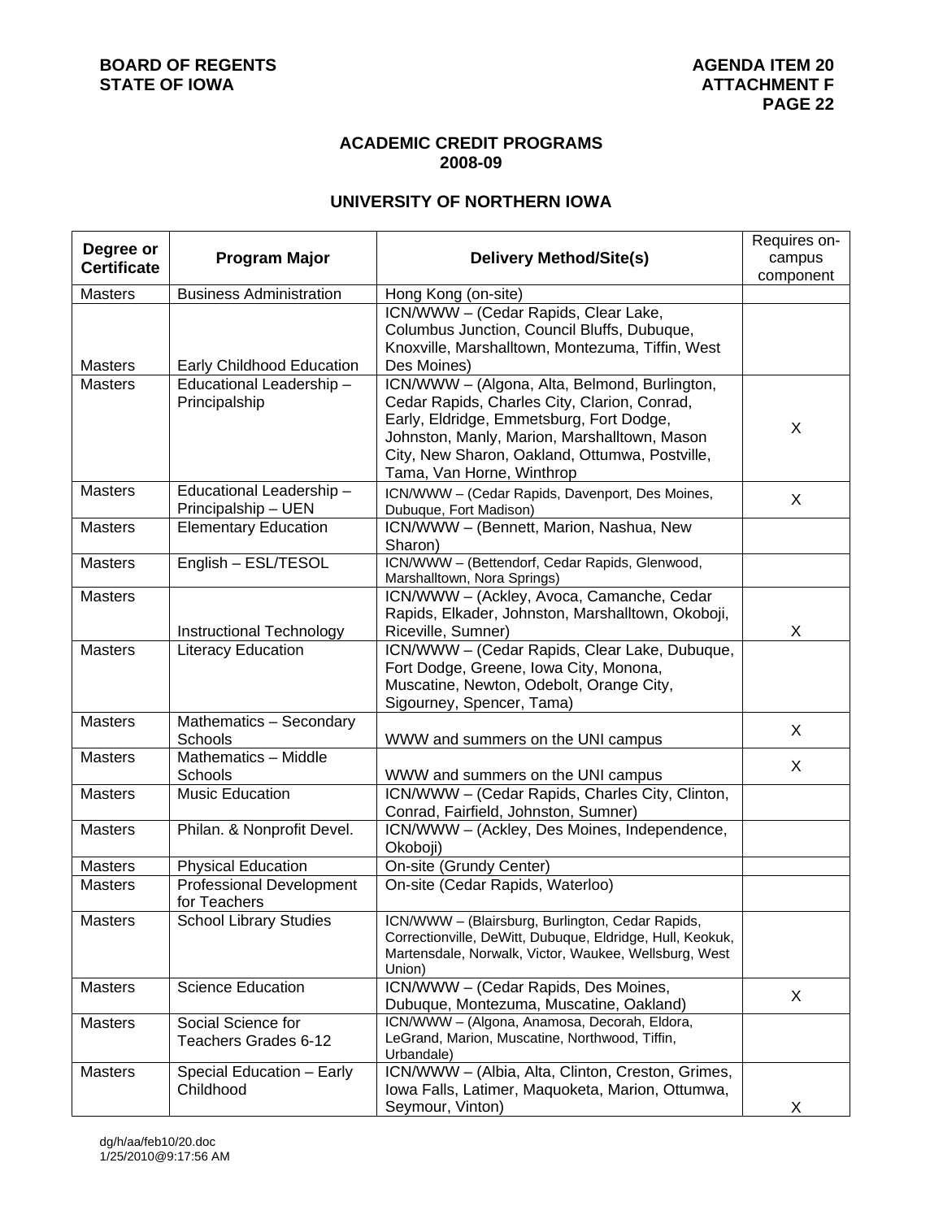**BOARD OF REGENTS**
**STATE OF IOWA**

**AGENDA ITEM 20**
**ATTACHMENT F**

## ACADEMIC CREDIT PROGRAMS
## 2008-09

### UNIVERSITY OF NORTHERN IOWA

| Degree or Certificate | Program Major | Delivery Method/Site(s) | Requires on-campus component |
|---|---|---|---|
| Masters | Business Administration | Hong Kong (on-site) | |
| Masters | Early Childhood Education | ICN/WWW – (Cedar Rapids, Clear Lake, Columbus Junction, Council Bluffs, Dubuque, Knoxville, Marshalltown, Montezuma, Tiffin, West Des Moines) | |
| Masters | Educational Leadership – Principalship | ICN/WWW – (Algona, Alta, Belmond, Burlington, Cedar Rapids, Charles City, Clarion, Conrad, Early, Eldridge, Emmetsburg, Fort Dodge, Johnston, Manly, Marion, Marshalltown, Mason City, New Sharon, Oakland, Ottumwa, Postville, Tama, Van Horne, Winthrop | X |
| Masters | Educational Leadership – Principalship – UEN | ICN/WWW – (Cedar Rapids, Davenport, Des Moines, Dubuque, Fort Madison) | X |
| Masters | Elementary Education | ICN/WWW – (Bennett, Marion, Nashua, New Sharon) | |
| Masters | English – ESL/TESOL | ICN/WWW – (Bettendorf, Cedar Rapids, Glenwood, Marshalltown, Nora Springs) | |
| Masters | Instructional Technology | ICN/WWW – (Ackley, Avoca, Camanche, Cedar Rapids, Elkader, Johnston, Marshalltown, Okoboji, Riceville, Sumner) | X |
| Masters | Literacy Education | ICN/WWW – (Cedar Rapids, Clear Lake, Dubuque, Fort Dodge, Greene, Iowa City, Monona, Muscatine, Newton, Odebolt, Orange City, Sigourney, Spencer, Tama) | |
| Masters | Mathematics – Secondary Schools | WWW and summers on the UNI campus | X |
| Masters | Mathematics – Middle Schools | WWW and summers on the UNI campus | X |
| Masters | Music Education | ICN/WWW – (Cedar Rapids, Charles City, Clinton, Conrad, Fairfield, Johnston, Sumner) | |
| Masters | Philan. & Nonprofit Devel. | ICN/WWW – (Ackley, Des Moines, Independence, Okoboji) | |
| Masters | Physical Education | On-site (Grundy Center) | |
| Masters | Professional Development for Teachers | On-site (Cedar Rapids, Waterloo) | |
| Masters | School Library Studies | ICN/WWW – (Blairsburg, Burlington, Cedar Rapids, Correctionville, DeWitt, Dubuque, Eldridge, Hull, Keokuk, Martensdale, Norwalk, Victor, Waukee, Wellsburg, West Union) | |
| Masters | Science Education | ICN/WWW – (Cedar Rapids, Des Moines, Dubuque, Montezuma, Muscatine, Oakland) | X |
| Masters | Social Science for Teachers Grades 6-12 | ICN/WWW – (Algona, Anamosa, Decorah, Eldora, LeGrand, Marion, Muscatine, Northwood, Tiffin, Urbandale) | |
| Masters | Special Education – Early Childhood | ICN/WWW – (Albia, Alta, Clinton, Creston, Grimes, Iowa Falls, Latimer, Maquoketa, Marion, Ottumwa, Seymour, Vinton) | X |

dg/h/aa/feb10/20.doc
1/25/2010@9:17:56 AM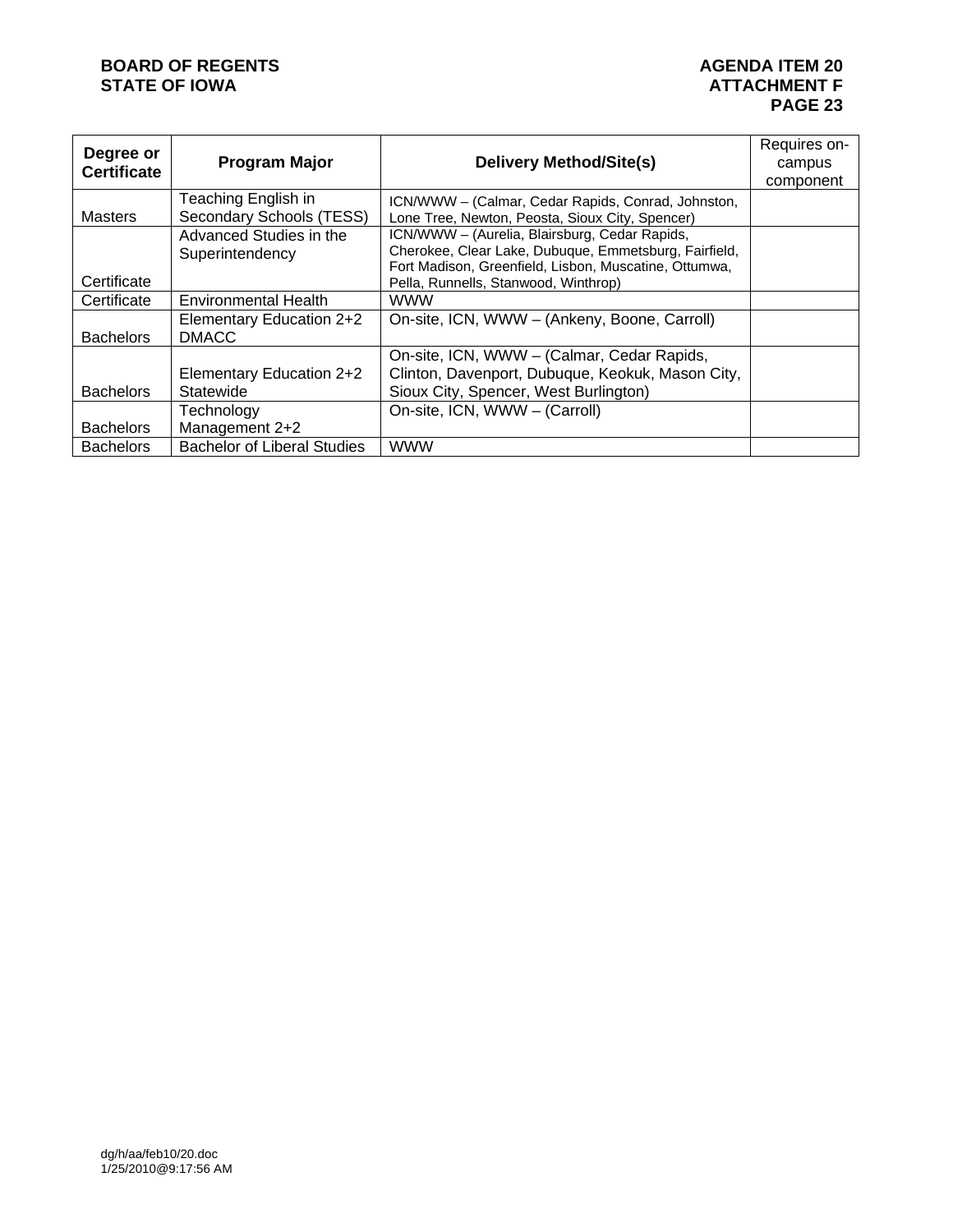| Degree or Certificate | Program Major | Delivery Method/Site(s) | Requires on-campus component |
|---|---|---|---|
| Masters | Teaching English in Secondary Schools (TESS) | ICN/WWW – (Calmar, Cedar Rapids, Conrad, Johnston, Lone Tree, Newton, Peosta, Sioux City, Spencer) | |
| Certificate | Advanced Studies in the Superintendency | ICN/WWW – (Aurelia, Blairsburg, Cedar Rapids, Cherokee, Clear Lake, Dubuque, Emmetsburg, Fairfield, Fort Madison, Greenfield, Lisbon, Muscatine, Ottumwa, Pella, Runnells, Stanwood, Winthrop) | |
| Certificate | Environmental Health | WWW | |
| Bachelors | Elementary Education 2+2 DMACC | On-site, ICN, WWW – (Ankeny, Boone, Carroll) | |
| Bachelors | Elementary Education 2+2 Statewide | On-site, ICN, WWW – (Calmar, Cedar Rapids, Clinton, Davenport, Dubuque, Keokuk, Mason City, Sioux City, Spencer, West Burlington) | |
| Bachelors | Technology Management 2+2 | On-site, ICN, WWW – (Carroll) | |
| Bachelors | Bachelor of Liberal Studies | WWW | |

dg/h/aa/feb10/20.doc
1/25/2010@9:17:56 AM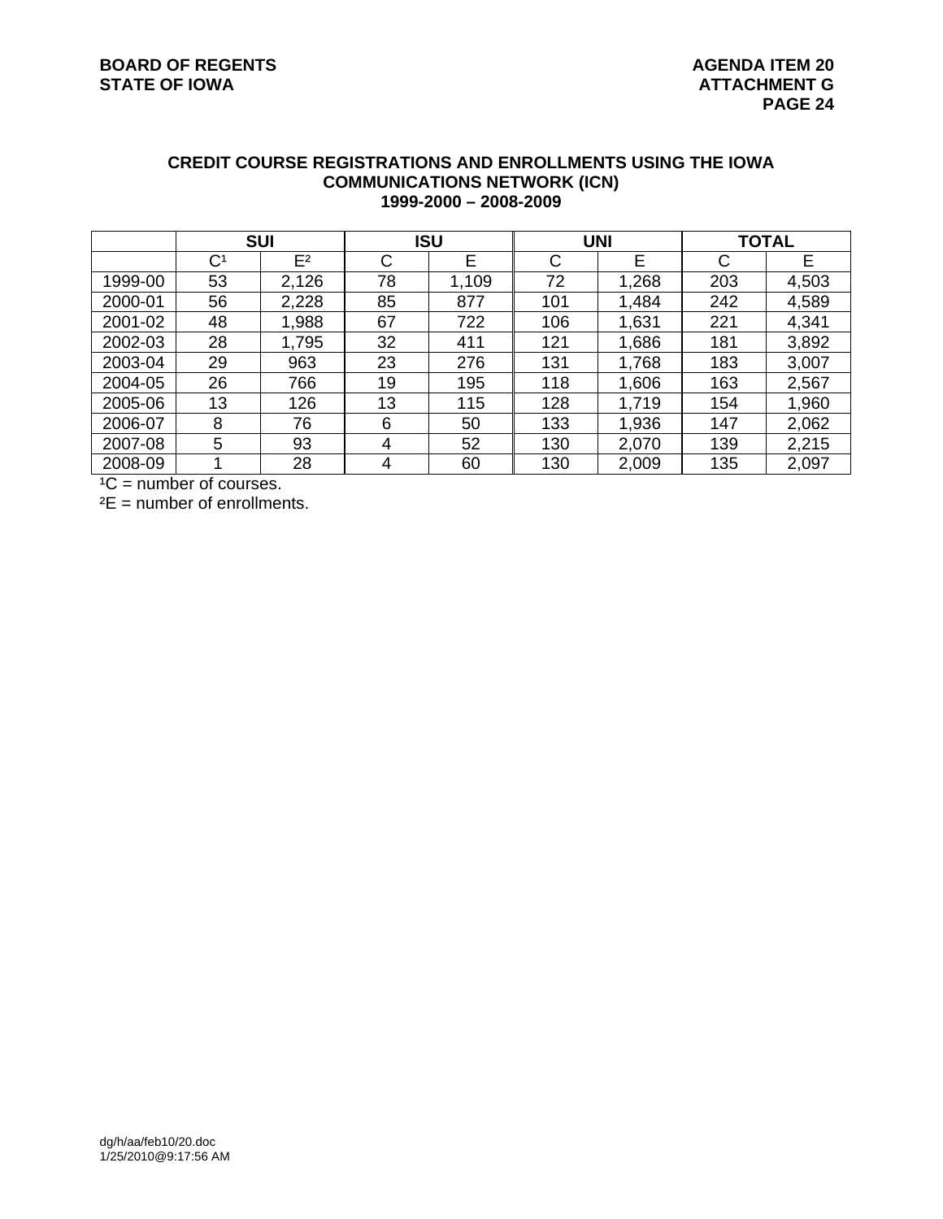**CREDIT COURSE REGISTRATIONS AND ENROLLMENTS USING THE IOWA COMMUNICATIONS NETWORK (ICN)**
**1999-2000 – 2008-2009**

| | SUI | | ISU | | UNI | | TOTAL | |
|---|---|---|---|---|---|---|---|---|
| | C[1] | E[2] | C | E | C | E | C | E |
| 1999-00 | 53 | 2,126 | 78 | 1,109 | 72 | 1,268 | 203 | 4,503 |
| 2000-01 | 56 | 2,228 | 85 | 877 | 101 | 1,484 | 242 | 4,589 |
| 2001-02 | 48 | 1,988 | 67 | 722 | 106 | 1,631 | 221 | 4,341 |
| 2002-03 | 28 | 1,795 | 32 | 411 | 121 | 1,686 | 181 | 3,892 |
| 2003-04 | 29 | 963 | 23 | 276 | 131 | 1,768 | 183 | 3,007 |
| 2004-05 | 26 | 766 | 19 | 195 | 118 | 1,606 | 163 | 2,567 |
| 2005-06 | 13 | 126 | 13 | 115 | 128 | 1,719 | 154 | 1,960 |
| 2006-07 | 8 | 76 | 6 | 50 | 133 | 1,936 | 147 | 2,062 |
| 2007-08 | 5 | 93 | 4 | 52 | 130 | 2,070 | 139 | 2,215 |
| 2008-09 | 1 | 28 | 4 | 60 | 130 | 2,009 | 135 | 2,097 |

[1]C = number of courses.

[2]E = number of enrollments.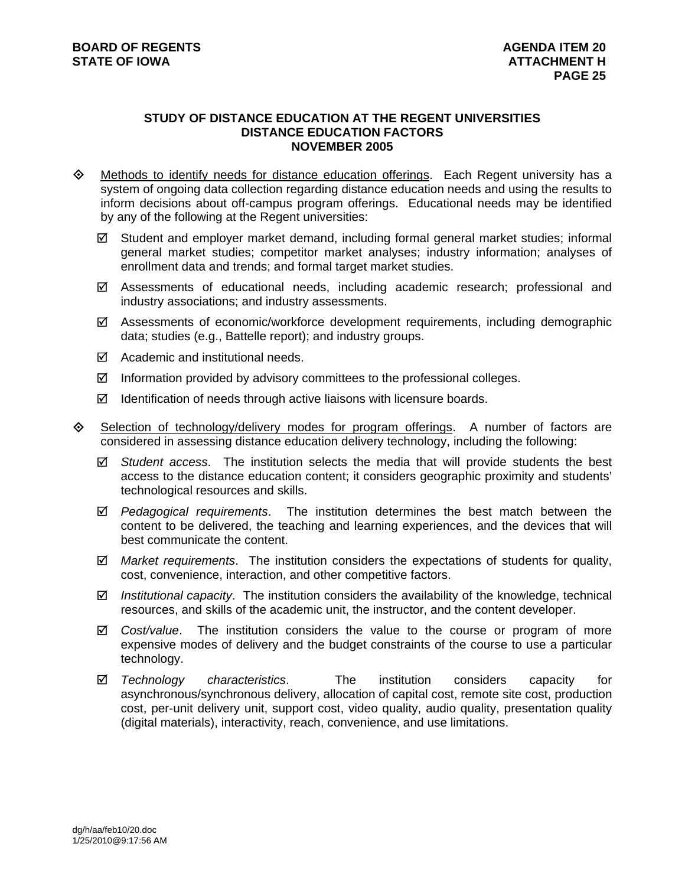**STUDY OF DISTANCE EDUCATION AT THE REGENT UNIVERSITIES**
**DISTANCE EDUCATION FACTORS**
**NOVEMBER 2005**

- Methods to identify needs for distance education offerings. Each Regent university has a system of ongoing data collection regarding distance education needs and using the results to inform decisions about off-campus program offerings. Educational needs may be identified by any of the following at the Regent universities:
  - ☑ Student and employer market demand, including formal general market studies; informal general market studies; competitor market analyses; industry information; analyses of enrollment data and trends; and formal target market studies.
  - ☑ Assessments of educational needs, including academic research; professional and industry associations; and industry assessments.
  - ☑ Assessments of economic/workforce development requirements, including demographic data; studies (e.g., Battelle report); and industry groups.
  - ☑ Academic and institutional needs.
  - ☑ Information provided by advisory committees to the professional colleges.
  - ☑ Identification of needs through active liaisons with licensure boards.

- Selection of technology/delivery modes for program offerings. A number of factors are considered in assessing distance education delivery technology, including the following:
  - ☑ *Student access*. The institution selects the media that will provide students the best access to the distance education content; it considers geographic proximity and students' technological resources and skills.
  - ☑ *Pedagogical requirements*. The institution determines the best match between the content to be delivered, the teaching and learning experiences, and the devices that will best communicate the content.
  - ☑ *Market requirements*. The institution considers the expectations of students for quality, cost, convenience, interaction, and other competitive factors.
  - ☑ *Institutional capacity*. The institution considers the availability of the knowledge, technical resources, and skills of the academic unit, the instructor, and the content developer.
  - ☑ *Cost/value*. The institution considers the value to the course or program of more expensive modes of delivery and the budget constraints of the course to use a particular technology.
  - ☑ *Technology characteristics*. The institution considers capacity for asynchronous/synchronous delivery, allocation of capital cost, remote site cost, production cost, per-unit delivery unit, support cost, video quality, audio quality, presentation quality (digital materials), interactivity, reach, convenience, and use limitations.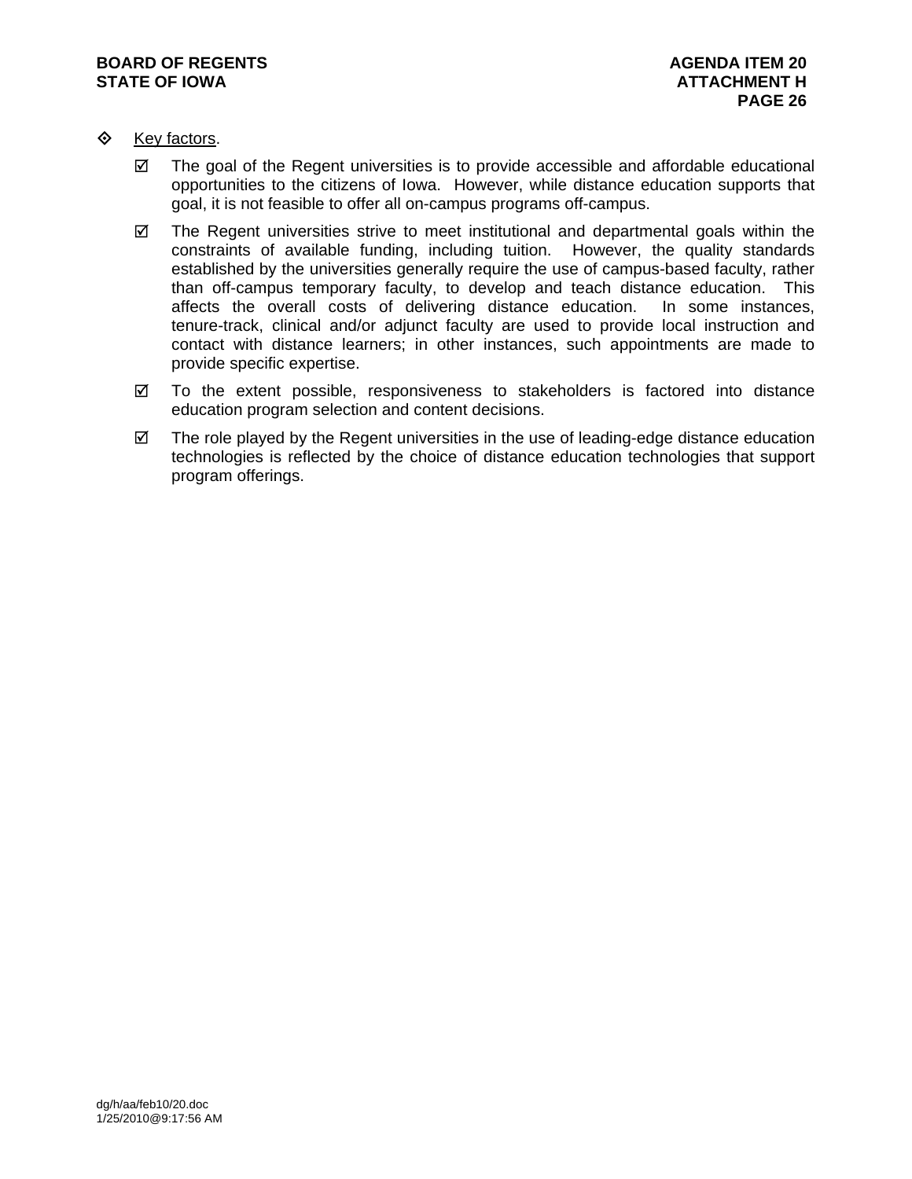- Key factors.
  - ☑ The goal of the Regent universities is to provide accessible and affordable educational opportunities to the citizens of Iowa. However, while distance education supports that goal, it is not feasible to offer all on-campus programs off-campus.
  - ☑ The Regent universities strive to meet institutional and departmental goals within the constraints of available funding, including tuition. However, the quality standards established by the universities generally require the use of campus-based faculty, rather than off-campus temporary faculty, to develop and teach distance education. This affects the overall costs of delivering distance education. In some instances, tenure-track, clinical and/or adjunct faculty are used to provide local instruction and contact with distance learners; in other instances, such appointments are made to provide specific expertise.
  - ☑ To the extent possible, responsiveness to stakeholders is factored into distance education program selection and content decisions.
  - ☑ The role played by the Regent universities in the use of leading-edge distance education technologies is reflected by the choice of distance education technologies that support program offerings.